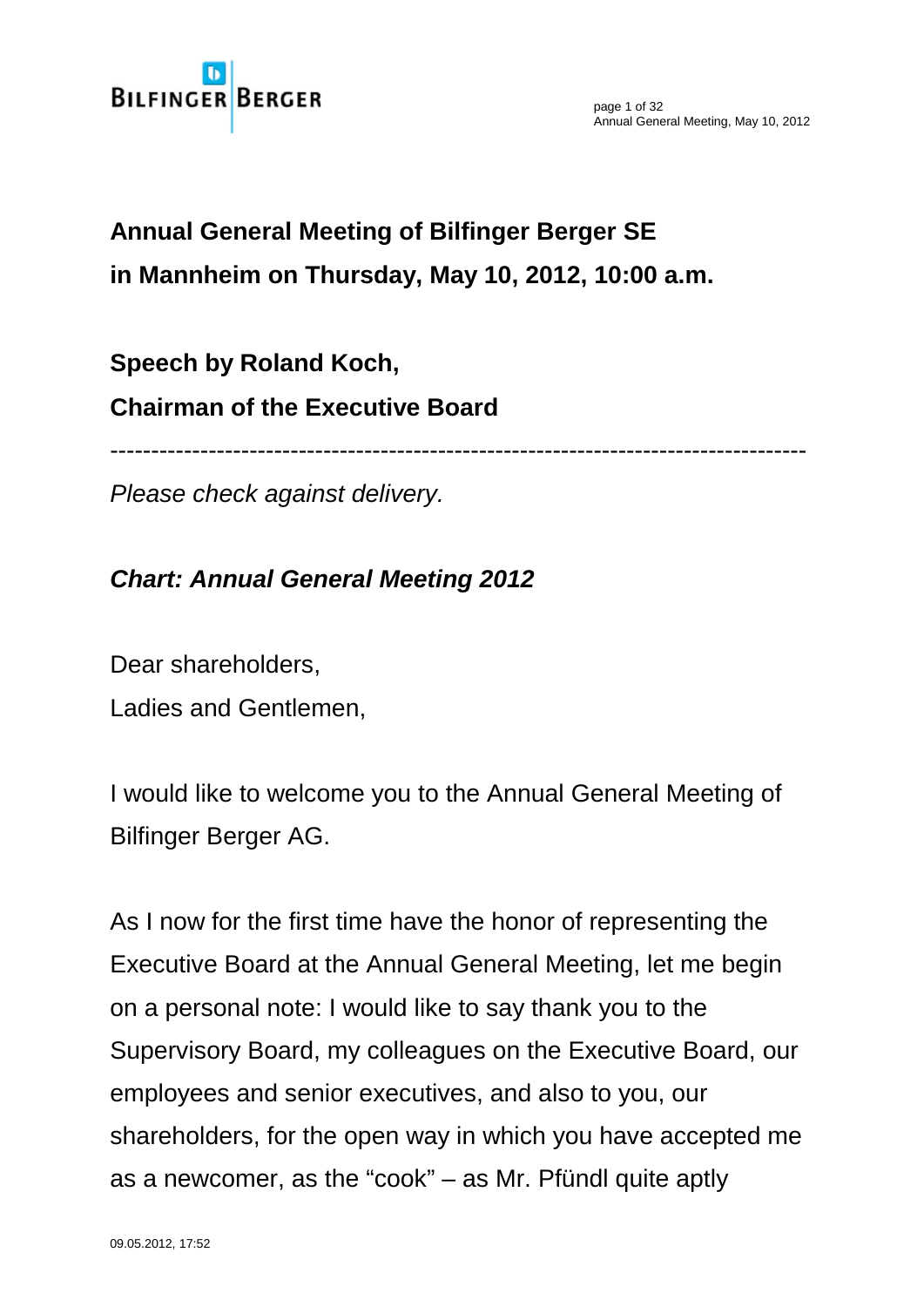**Annual General Meeting of Bilfinger Berger SE in Mannheim on Thursday, May 10, 2012, 10:00 a.m.**

**Speech by Roland Koch,**

**Chairman of the Executive Board**

---

*Please check against delivery.*

***Chart: Annual General Meeting 2012***

Dear shareholders,

Ladies and Gentlemen,

I would like to welcome you to the Annual General Meeting of Bilfinger Berger AG.

As I now for the first time have the honor of representing the Executive Board at the Annual General Meeting, let me begin on a personal note: I would like to say thank you to the Supervisory Board, my colleagues on the Executive Board, our employees and senior executives, and also to you, our shareholders, for the open way in which you have accepted me as a newcomer, as the "cook" – as Mr. Pfündl quite aptly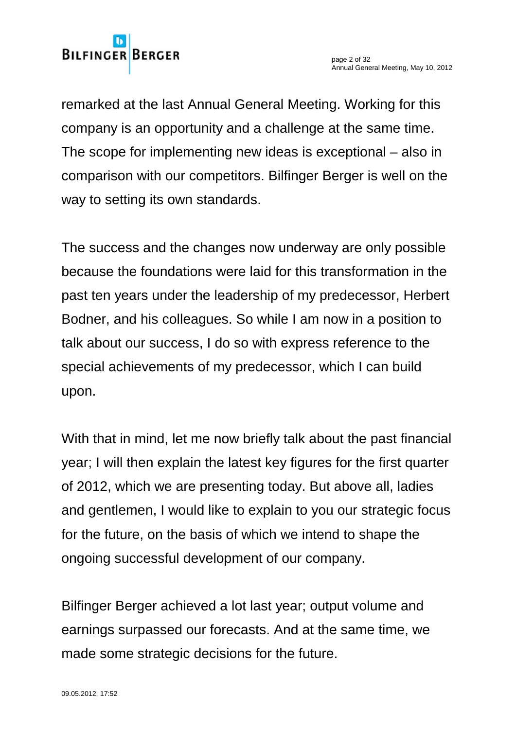remarked at the last Annual General Meeting. Working for this company is an opportunity and a challenge at the same time. The scope for implementing new ideas is exceptional – also in comparison with our competitors. Bilfinger Berger is well on the way to setting its own standards.

The success and the changes now underway are only possible because the foundations were laid for this transformation in the past ten years under the leadership of my predecessor, Herbert Bodner, and his colleagues. So while I am now in a position to talk about our success, I do so with express reference to the special achievements of my predecessor, which I can build upon.

With that in mind, let me now briefly talk about the past financial year; I will then explain the latest key figures for the first quarter of 2012, which we are presenting today. But above all, ladies and gentlemen, I would like to explain to you our strategic focus for the future, on the basis of which we intend to shape the ongoing successful development of our company.

Bilfinger Berger achieved a lot last year; output volume and earnings surpassed our forecasts. And at the same time, we made some strategic decisions for the future.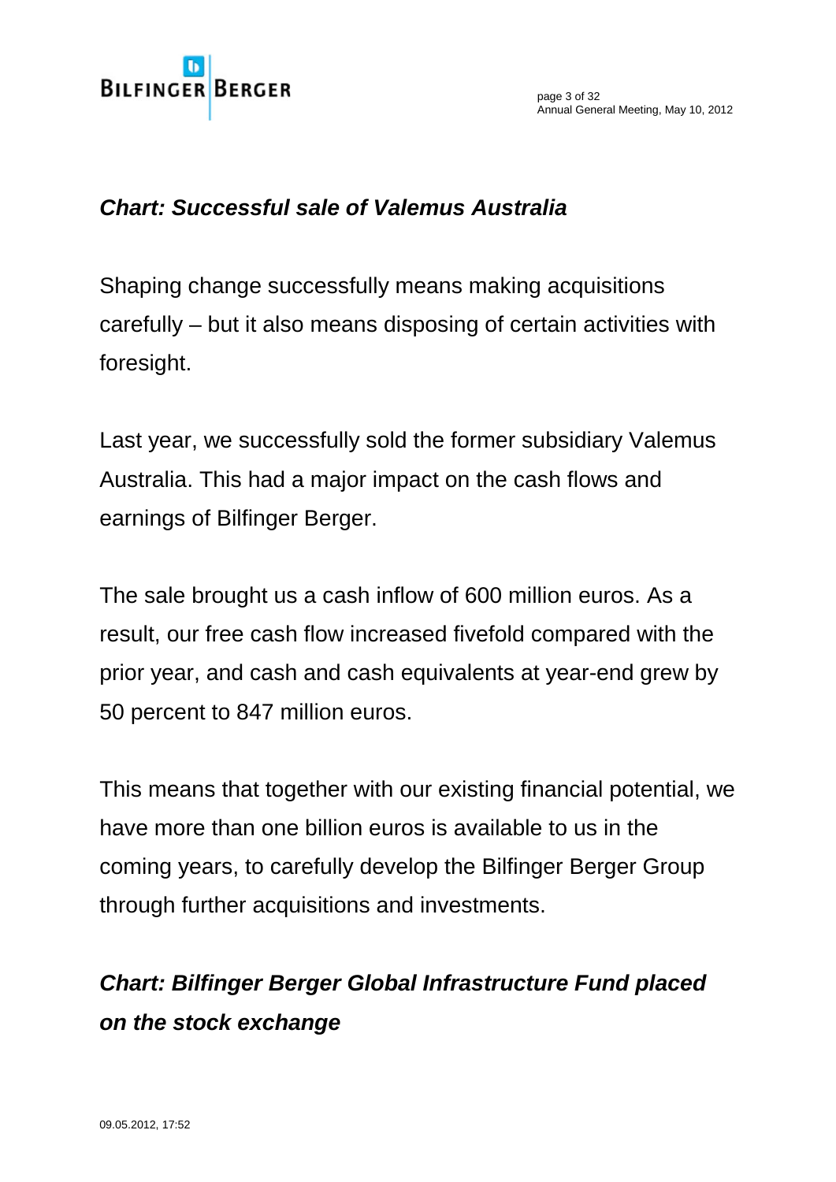***Chart: Successful sale of Valemus Australia***

Shaping change successfully means making acquisitions carefully – but it also means disposing of certain activities with foresight.

Last year, we successfully sold the former subsidiary Valemus Australia. This had a major impact on the cash flows and earnings of Bilfinger Berger.

The sale brought us a cash inflow of 600 million euros. As a result, our free cash flow increased fivefold compared with the prior year, and cash and cash equivalents at year-end grew by 50 percent to 847 million euros.

This means that together with our existing financial potential, we have more than one billion euros is available to us in the coming years, to carefully develop the Bilfinger Berger Group through further acquisitions and investments.

***Chart: Bilfinger Berger Global Infrastructure Fund placed on the stock exchange***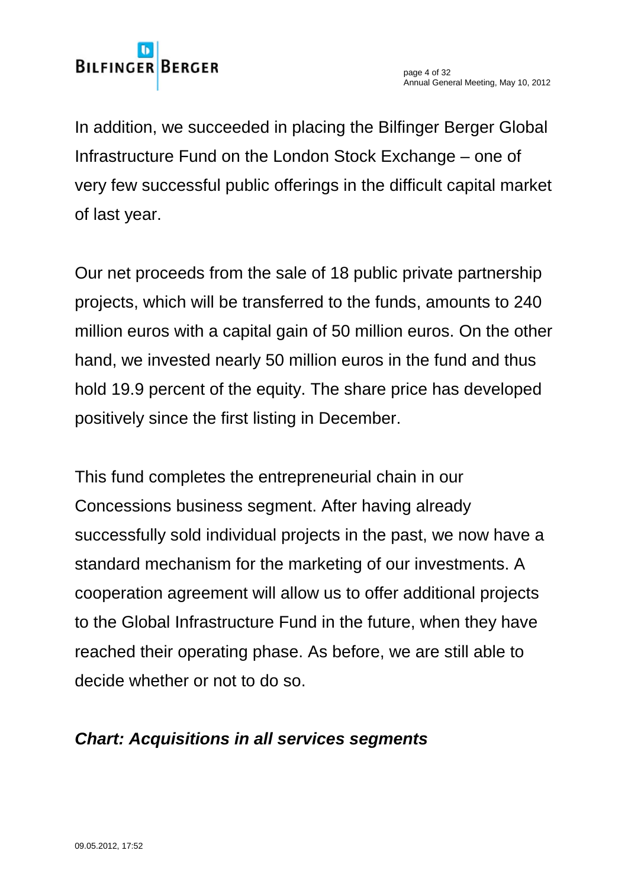In addition, we succeeded in placing the Bilfinger Berger Global Infrastructure Fund on the London Stock Exchange – one of very few successful public offerings in the difficult capital market of last year.

Our net proceeds from the sale of 18 public private partnership projects, which will be transferred to the funds, amounts to 240 million euros with a capital gain of 50 million euros. On the other hand, we invested nearly 50 million euros in the fund and thus hold 19.9 percent of the equity. The share price has developed positively since the first listing in December.

This fund completes the entrepreneurial chain in our Concessions business segment. After having already successfully sold individual projects in the past, we now have a standard mechanism for the marketing of our investments. A cooperation agreement will allow us to offer additional projects to the Global Infrastructure Fund in the future, when they have reached their operating phase. As before, we are still able to decide whether or not to do so.

***Chart: Acquisitions in all services segments***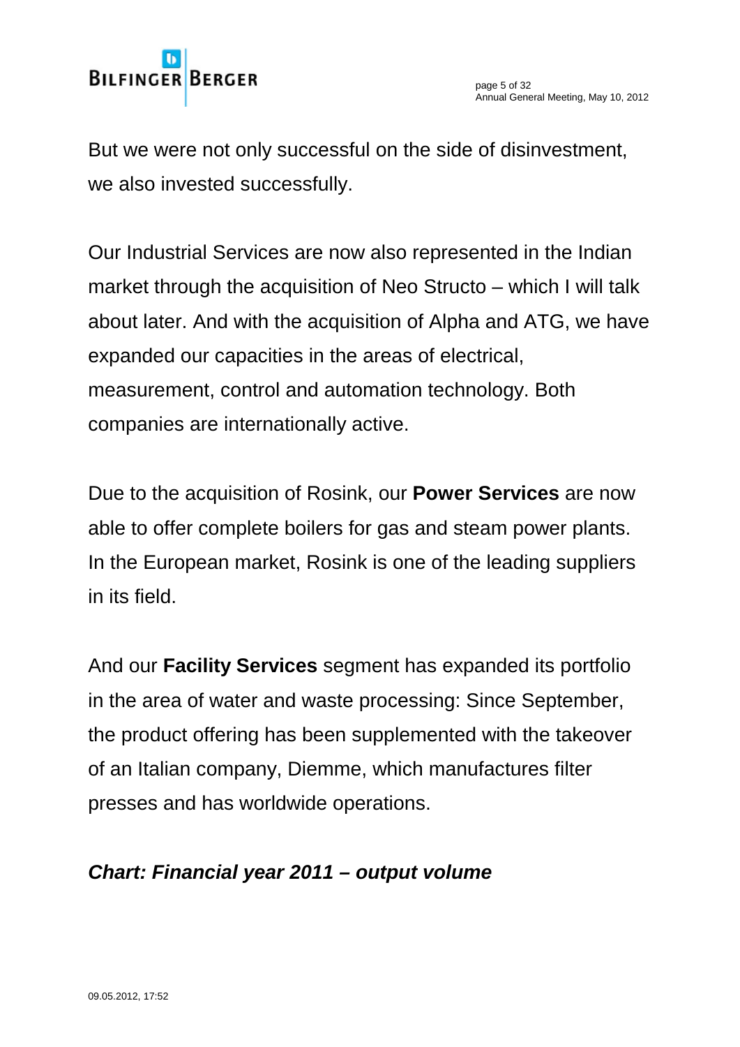But we were not only successful on the side of disinvestment, we also invested successfully.

Our Industrial Services are now also represented in the Indian market through the acquisition of Neo Structo – which I will talk about later. And with the acquisition of Alpha and ATG, we have expanded our capacities in the areas of electrical, measurement, control and automation technology. Both companies are internationally active.

Due to the acquisition of Rosink, our **Power Services** are now able to offer complete boilers for gas and steam power plants. In the European market, Rosink is one of the leading suppliers in its field.

And our **Facility Services** segment has expanded its portfolio in the area of water and waste processing: Since September, the product offering has been supplemented with the takeover of an Italian company, Diemme, which manufactures filter presses and has worldwide operations.

***Chart: Financial year 2011 – output volume***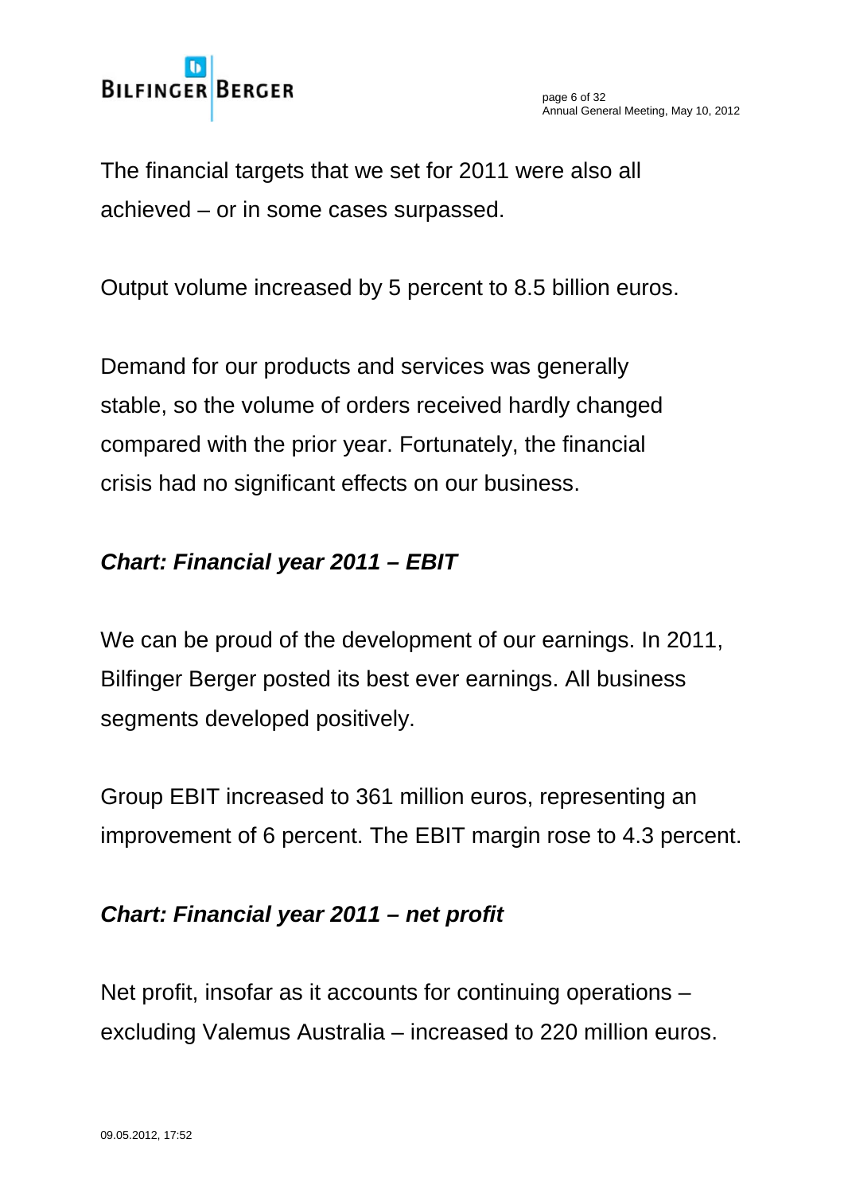The financial targets that we set for 2011 were also all achieved – or in some cases surpassed.

Output volume increased by 5 percent to 8.5 billion euros.

Demand for our products and services was generally stable, so the volume of orders received hardly changed compared with the prior year. Fortunately, the financial crisis had no significant effects on our business.

***Chart: Financial year 2011 – EBIT***

We can be proud of the development of our earnings. In 2011, Bilfinger Berger posted its best ever earnings. All business segments developed positively.

Group EBIT increased to 361 million euros, representing an improvement of 6 percent. The EBIT margin rose to 4.3 percent.

***Chart: Financial year 2011 – net profit***

Net profit, insofar as it accounts for continuing operations – excluding Valemus Australia – increased to 220 million euros.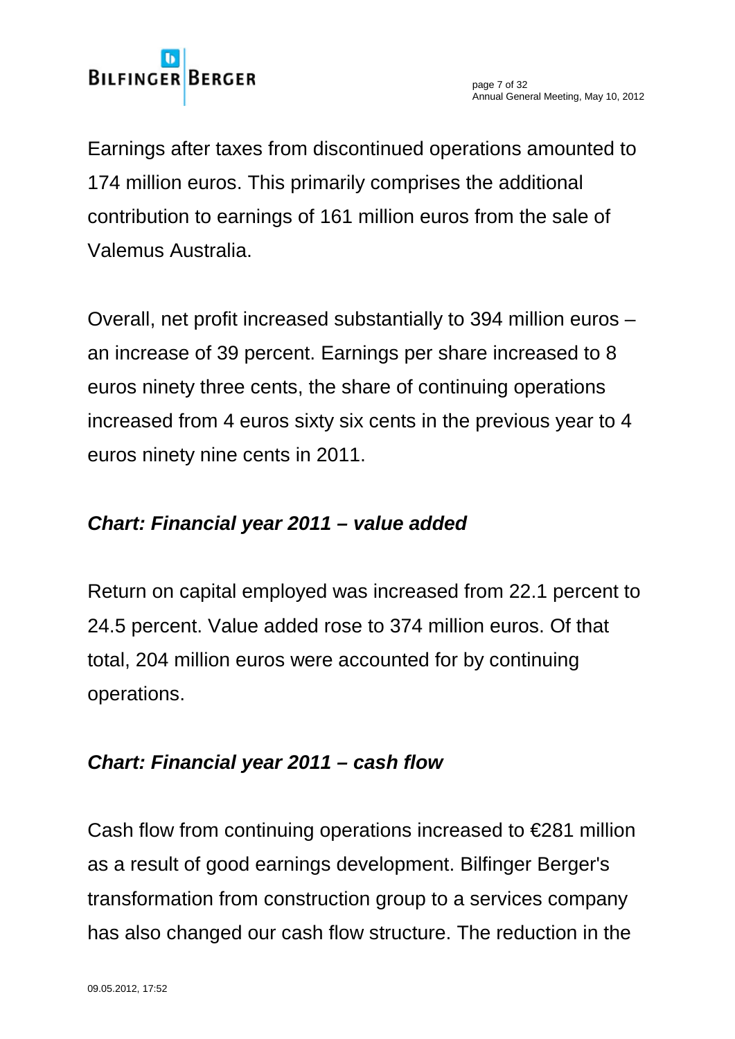Earnings after taxes from discontinued operations amounted to 174 million euros. This primarily comprises the additional contribution to earnings of 161 million euros from the sale of Valemus Australia.

Overall, net profit increased substantially to 394 million euros – an increase of 39 percent. Earnings per share increased to 8 euros ninety three cents, the share of continuing operations increased from 4 euros sixty six cents in the previous year to 4 euros ninety nine cents in 2011.

***Chart: Financial year 2011 – value added***

Return on capital employed was increased from 22.1 percent to 24.5 percent. Value added rose to 374 million euros. Of that total, 204 million euros were accounted for by continuing operations.

***Chart: Financial year 2011 – cash flow***

Cash flow from continuing operations increased to €281 million as a result of good earnings development. Bilfinger Berger's transformation from construction group to a services company has also changed our cash flow structure. The reduction in the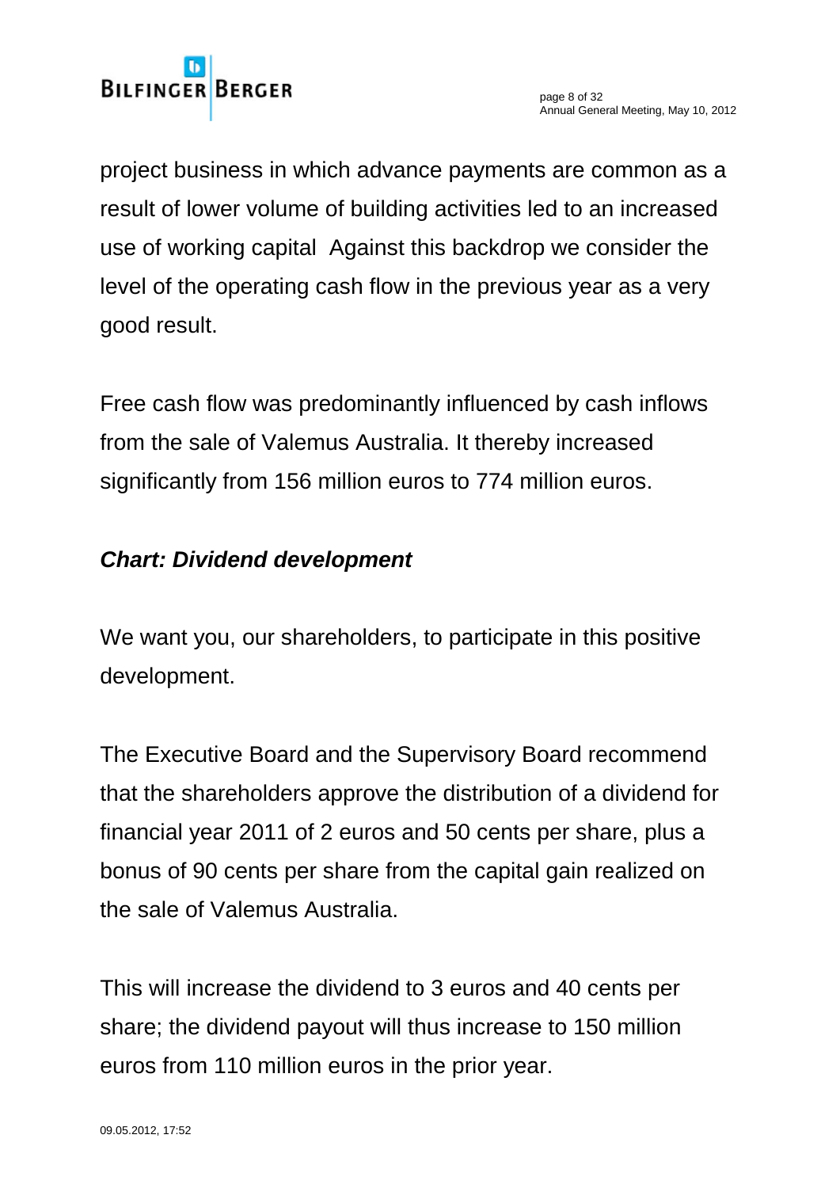project business in which advance payments are common as a result of lower volume of building activities led to an increased use of working capital  Against this backdrop we consider the level of the operating cash flow in the previous year as a very good result.

Free cash flow was predominantly influenced by cash inflows from the sale of Valemus Australia. It thereby increased significantly from 156 million euros to 774 million euros.

***Chart: Dividend development***

We want you, our shareholders, to participate in this positive development.

The Executive Board and the Supervisory Board recommend that the shareholders approve the distribution of a dividend for financial year 2011 of 2 euros and 50 cents per share, plus a bonus of 90 cents per share from the capital gain realized on the sale of Valemus Australia.

This will increase the dividend to 3 euros and 40 cents per share; the dividend payout will thus increase to 150 million euros from 110 million euros in the prior year.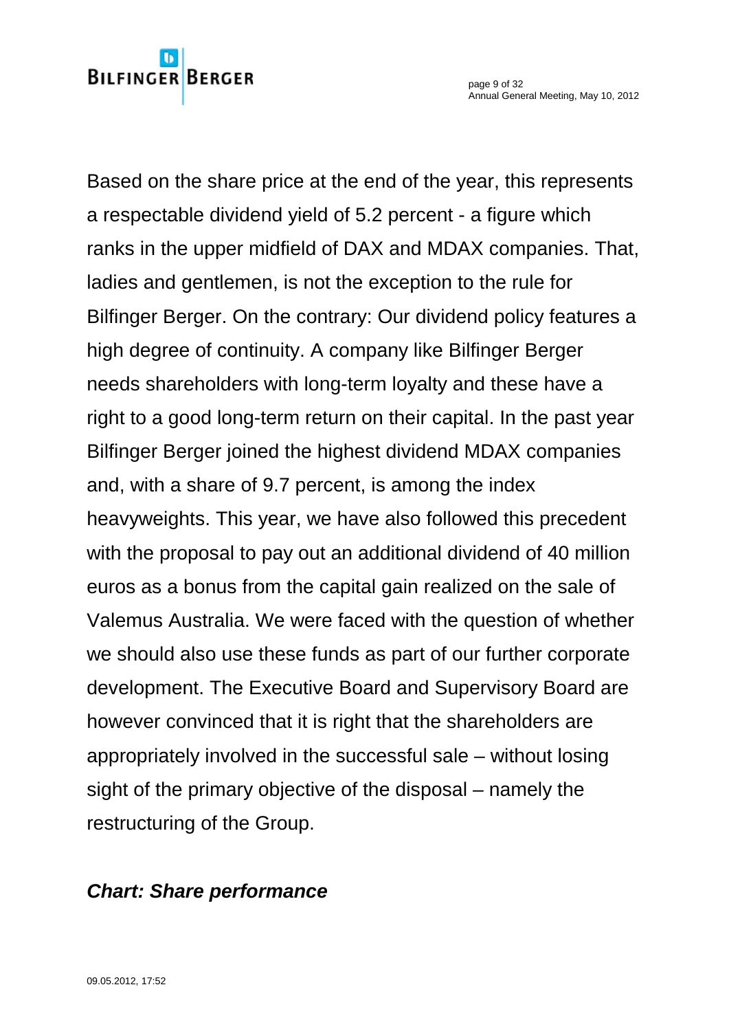Based on the share price at the end of the year, this represents a respectable dividend yield of 5.2 percent - a figure which ranks in the upper midfield of DAX and MDAX companies. That, ladies and gentlemen, is not the exception to the rule for Bilfinger Berger. On the contrary: Our dividend policy features a high degree of continuity. A company like Bilfinger Berger needs shareholders with long-term loyalty and these have a right to a good long-term return on their capital. In the past year Bilfinger Berger joined the highest dividend MDAX companies and, with a share of 9.7 percent, is among the index heavyweights. This year, we have also followed this precedent with the proposal to pay out an additional dividend of 40 million euros as a bonus from the capital gain realized on the sale of Valemus Australia. We were faced with the question of whether we should also use these funds as part of our further corporate development. The Executive Board and Supervisory Board are however convinced that it is right that the shareholders are appropriately involved in the successful sale – without losing sight of the primary objective of the disposal – namely the restructuring of the Group.

***Chart: Share performance***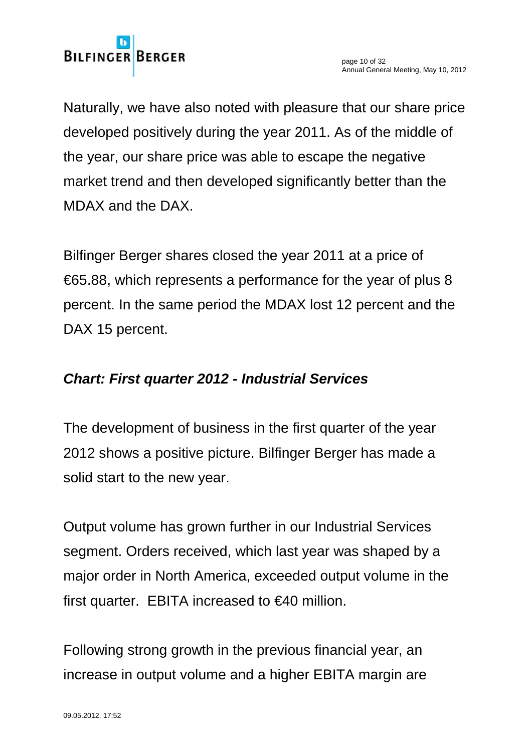Naturally, we have also noted with pleasure that our share price developed positively during the year 2011. As of the middle of the year, our share price was able to escape the negative market trend and then developed significantly better than the MDAX and the DAX.

Bilfinger Berger shares closed the year 2011 at a price of €65.88, which represents a performance for the year of plus 8 percent. In the same period the MDAX lost 12 percent and the DAX 15 percent.

***Chart: First quarter 2012 - Industrial Services***

The development of business in the first quarter of the year 2012 shows a positive picture. Bilfinger Berger has made a solid start to the new year.

Output volume has grown further in our Industrial Services segment. Orders received, which last year was shaped by a major order in North America, exceeded output volume in the first quarter. EBITA increased to €40 million.

Following strong growth in the previous financial year, an increase in output volume and a higher EBITA margin are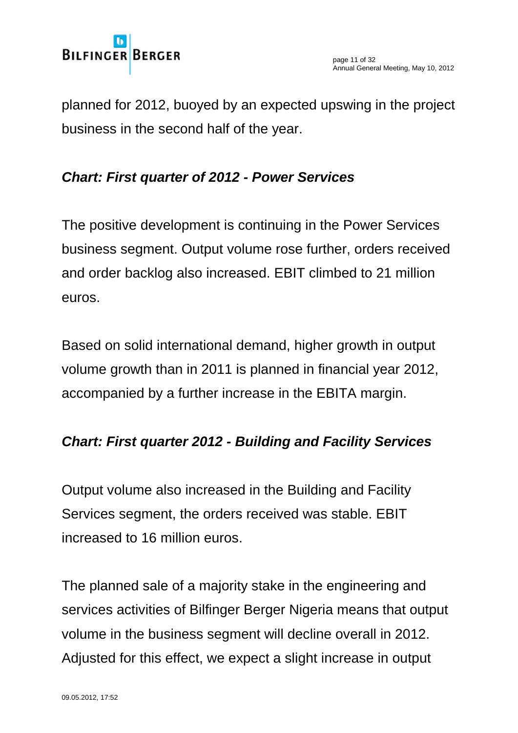planned for 2012, buoyed by an expected upswing in the project business in the second half of the year.

***Chart: First quarter of 2012 - Power Services***

The positive development is continuing in the Power Services business segment. Output volume rose further, orders received and order backlog also increased. EBIT climbed to 21 million euros.

Based on solid international demand, higher growth in output volume growth than in 2011 is planned in financial year 2012, accompanied by a further increase in the EBITA margin.

***Chart: First quarter 2012 - Building and Facility Services***

Output volume also increased in the Building and Facility Services segment, the orders received was stable. EBIT increased to 16 million euros.

The planned sale of a majority stake in the engineering and services activities of Bilfinger Berger Nigeria means that output volume in the business segment will decline overall in 2012. Adjusted for this effect, we expect a slight increase in output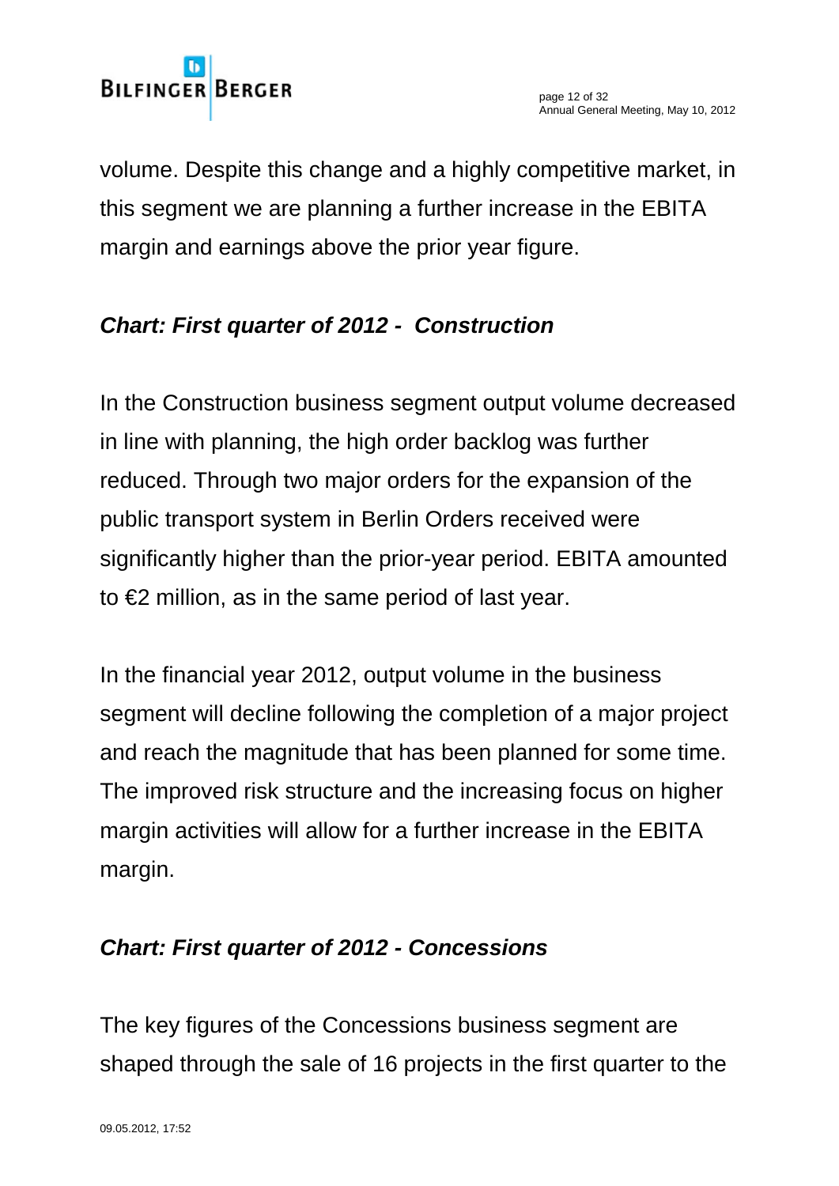volume. Despite this change and a highly competitive market, in this segment we are planning a further increase in the EBITA margin and earnings above the prior year figure.

***Chart: First quarter of 2012 - Construction***

In the Construction business segment output volume decreased in line with planning, the high order backlog was further reduced. Through two major orders for the expansion of the public transport system in Berlin Orders received were significantly higher than the prior-year period. EBITA amounted to €2 million, as in the same period of last year.

In the financial year 2012, output volume in the business segment will decline following the completion of a major project and reach the magnitude that has been planned for some time. The improved risk structure and the increasing focus on higher margin activities will allow for a further increase in the EBITA margin.

***Chart: First quarter of 2012 - Concessions***

The key figures of the Concessions business segment are shaped through the sale of 16 projects in the first quarter to the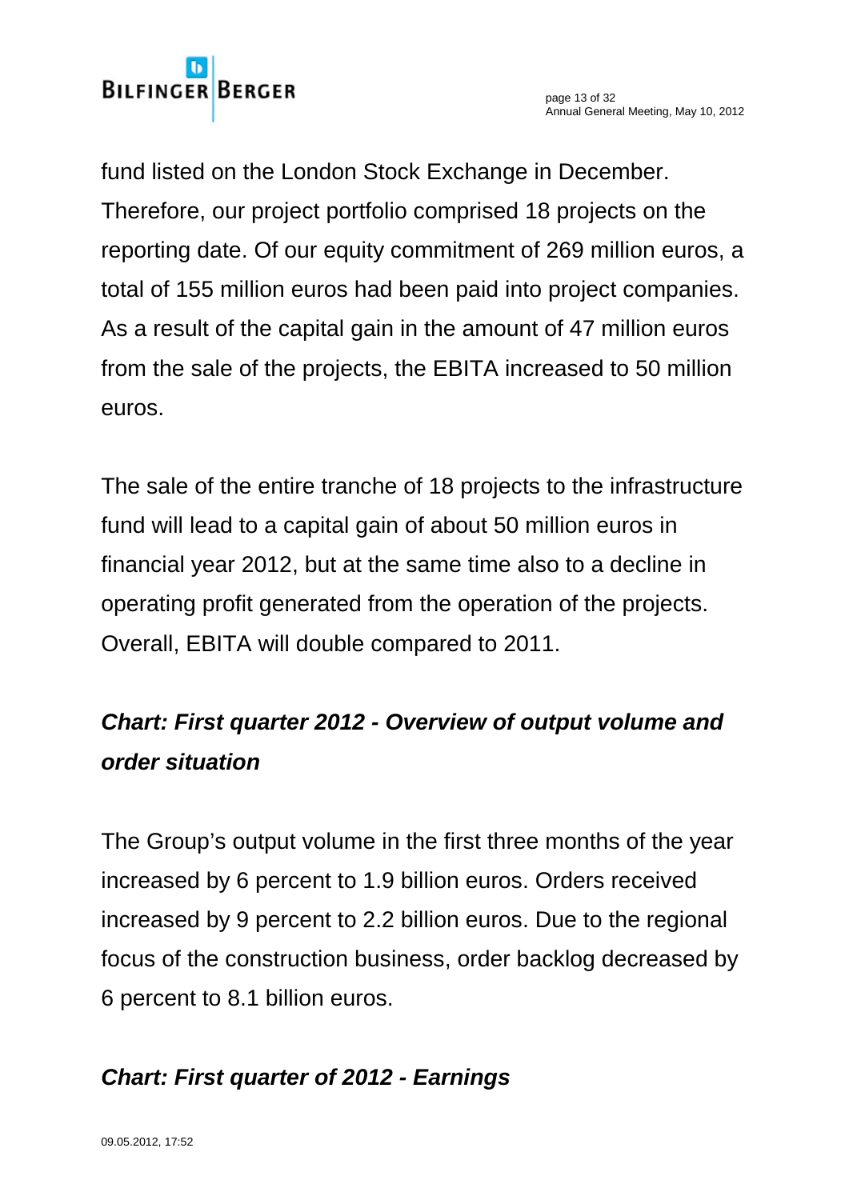fund listed on the London Stock Exchange in December. Therefore, our project portfolio comprised 18 projects on the reporting date. Of our equity commitment of 269 million euros, a total of 155 million euros had been paid into project companies. As a result of the capital gain in the amount of 47 million euros from the sale of the projects, the EBITA increased to 50 million euros.

The sale of the entire tranche of 18 projects to the infrastructure fund will lead to a capital gain of about 50 million euros in financial year 2012, but at the same time also to a decline in operating profit generated from the operation of the projects. Overall, EBITA will double compared to 2011.

***Chart: First quarter 2012 - Overview of output volume and order situation***

The Group's output volume in the first three months of the year increased by 6 percent to 1.9 billion euros. Orders received increased by 9 percent to 2.2 billion euros. Due to the regional focus of the construction business, order backlog decreased by 6 percent to 8.1 billion euros.

***Chart: First quarter of 2012 - Earnings***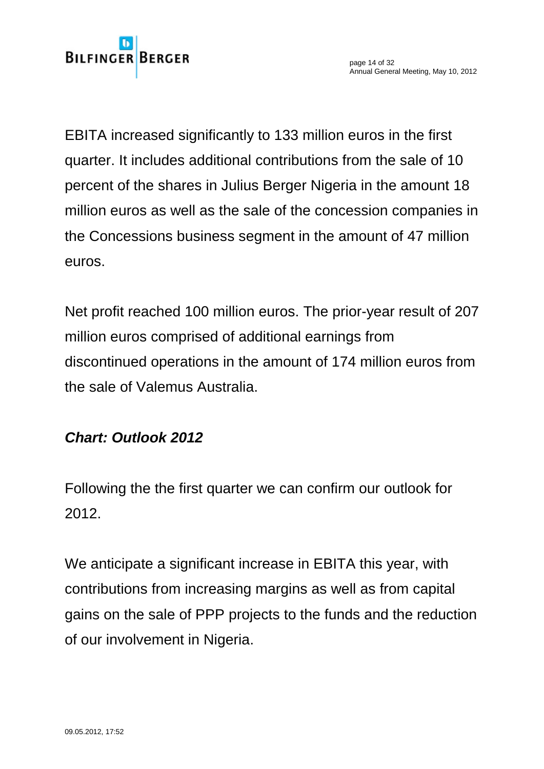EBITA increased significantly to 133 million euros in the first quarter. It includes additional contributions from the sale of 10 percent of the shares in Julius Berger Nigeria in the amount 18 million euros as well as the sale of the concession companies in the Concessions business segment in the amount of 47 million euros.

Net profit reached 100 million euros. The prior-year result of 207 million euros comprised of additional earnings from discontinued operations in the amount of 174 million euros from the sale of Valemus Australia.

***Chart: Outlook 2012***

Following the the first quarter we can confirm our outlook for 2012.

We anticipate a significant increase in EBITA this year, with contributions from increasing margins as well as from capital gains on the sale of PPP projects to the funds and the reduction of our involvement in Nigeria.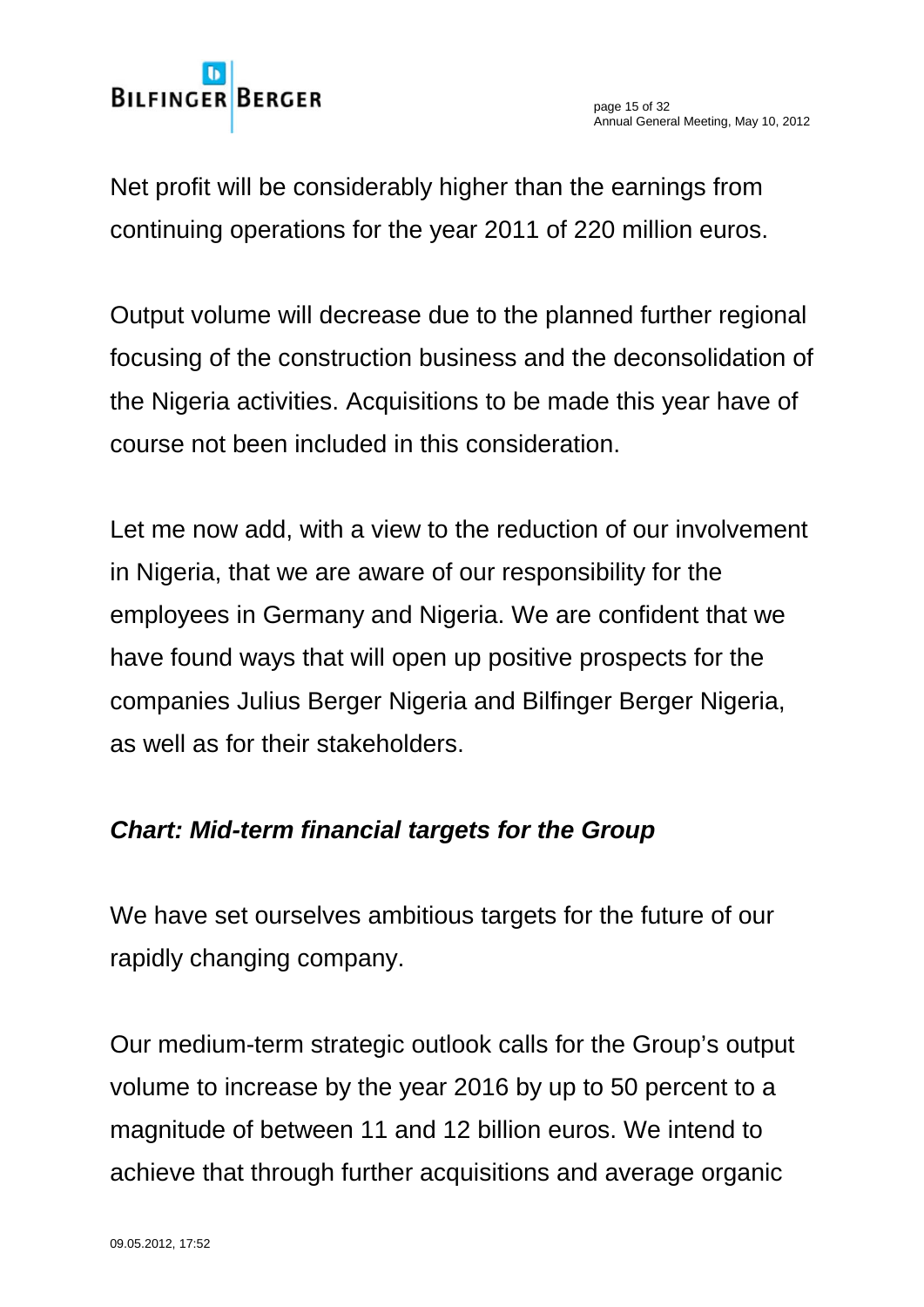Net profit will be considerably higher than the earnings from continuing operations for the year 2011 of 220 million euros.

Output volume will decrease due to the planned further regional focusing of the construction business and the deconsolidation of the Nigeria activities. Acquisitions to be made this year have of course not been included in this consideration.

Let me now add, with a view to the reduction of our involvement in Nigeria, that we are aware of our responsibility for the employees in Germany and Nigeria. We are confident that we have found ways that will open up positive prospects for the companies Julius Berger Nigeria and Bilfinger Berger Nigeria, as well as for their stakeholders.

***Chart: Mid-term financial targets for the Group***

We have set ourselves ambitious targets for the future of our rapidly changing company.

Our medium-term strategic outlook calls for the Group's output volume to increase by the year 2016 by up to 50 percent to a magnitude of between 11 and 12 billion euros. We intend to achieve that through further acquisitions and average organic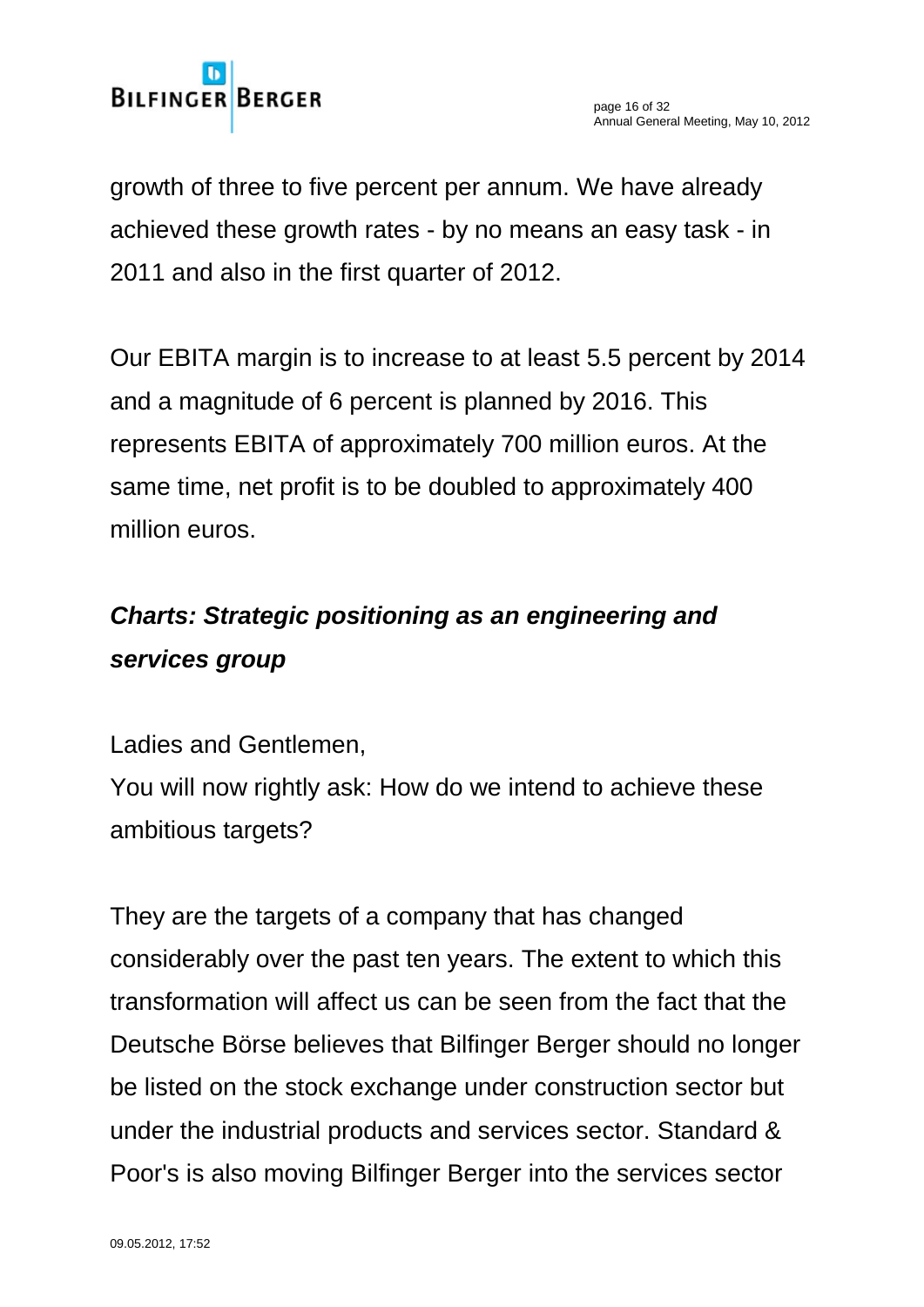growth of three to five percent per annum. We have already achieved these growth rates - by no means an easy task - in 2011 and also in the first quarter of 2012.

Our EBITA margin is to increase to at least 5.5 percent by 2014 and a magnitude of 6 percent is planned by 2016. This represents EBITA of approximately 700 million euros. At the same time, net profit is to be doubled to approximately 400 million euros.

***Charts: Strategic positioning as an engineering and services group***

Ladies and Gentlemen,
You will now rightly ask: How do we intend to achieve these ambitious targets?

They are the targets of a company that has changed considerably over the past ten years. The extent to which this transformation will affect us can be seen from the fact that the Deutsche Börse believes that Bilfinger Berger should no longer be listed on the stock exchange under construction sector but under the industrial products and services sector. Standard & Poor's is also moving Bilfinger Berger into the services sector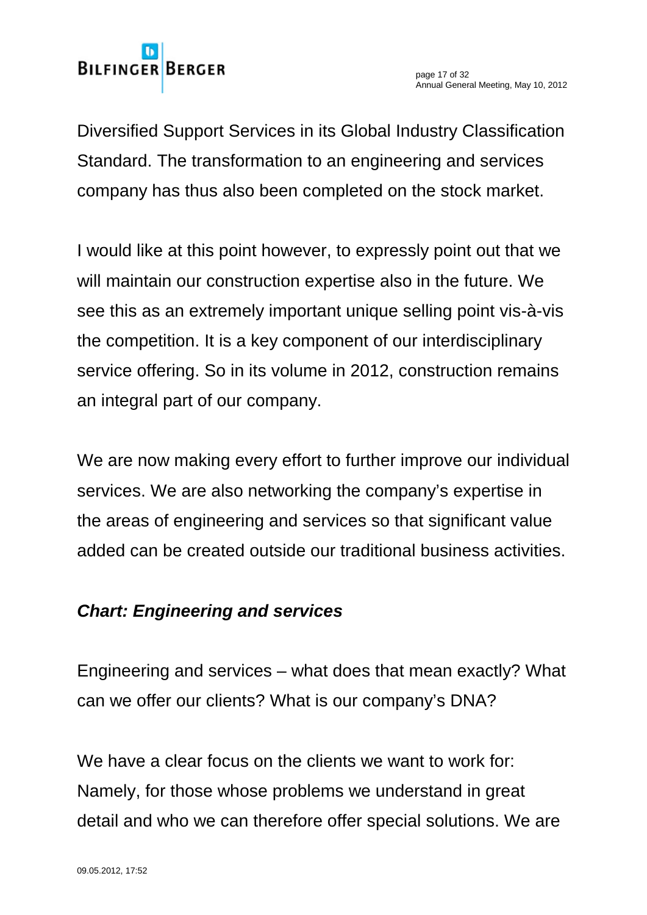Diversified Support Services in its Global Industry Classification Standard. The transformation to an engineering and services company has thus also been completed on the stock market.

I would like at this point however, to expressly point out that we will maintain our construction expertise also in the future. We see this as an extremely important unique selling point vis-à-vis the competition. It is a key component of our interdisciplinary service offering. So in its volume in 2012, construction remains an integral part of our company.

We are now making every effort to further improve our individual services. We are also networking the company's expertise in the areas of engineering and services so that significant value added can be created outside our traditional business activities.

***Chart: Engineering and services***

Engineering and services – what does that mean exactly? What can we offer our clients? What is our company's DNA?

We have a clear focus on the clients we want to work for: Namely, for those whose problems we understand in great detail and who we can therefore offer special solutions. We are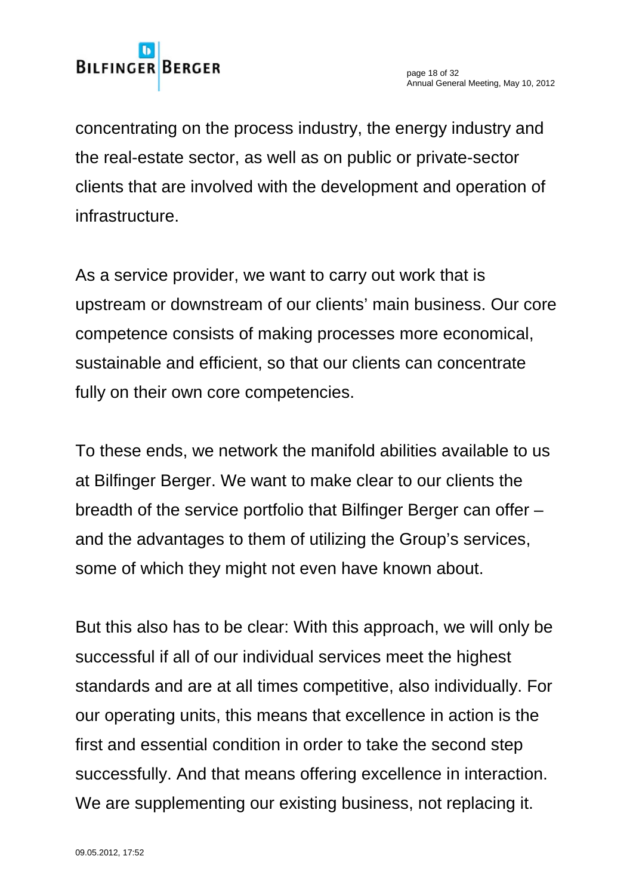concentrating on the process industry, the energy industry and the real-estate sector, as well as on public or private-sector clients that are involved with the development and operation of infrastructure.

As a service provider, we want to carry out work that is upstream or downstream of our clients' main business. Our core competence consists of making processes more economical, sustainable and efficient, so that our clients can concentrate fully on their own core competencies.

To these ends, we network the manifold abilities available to us at Bilfinger Berger. We want to make clear to our clients the breadth of the service portfolio that Bilfinger Berger can offer – and the advantages to them of utilizing the Group's services, some of which they might not even have known about.

But this also has to be clear: With this approach, we will only be successful if all of our individual services meet the highest standards and are at all times competitive, also individually. For our operating units, this means that excellence in action is the first and essential condition in order to take the second step successfully. And that means offering excellence in interaction. We are supplementing our existing business, not replacing it.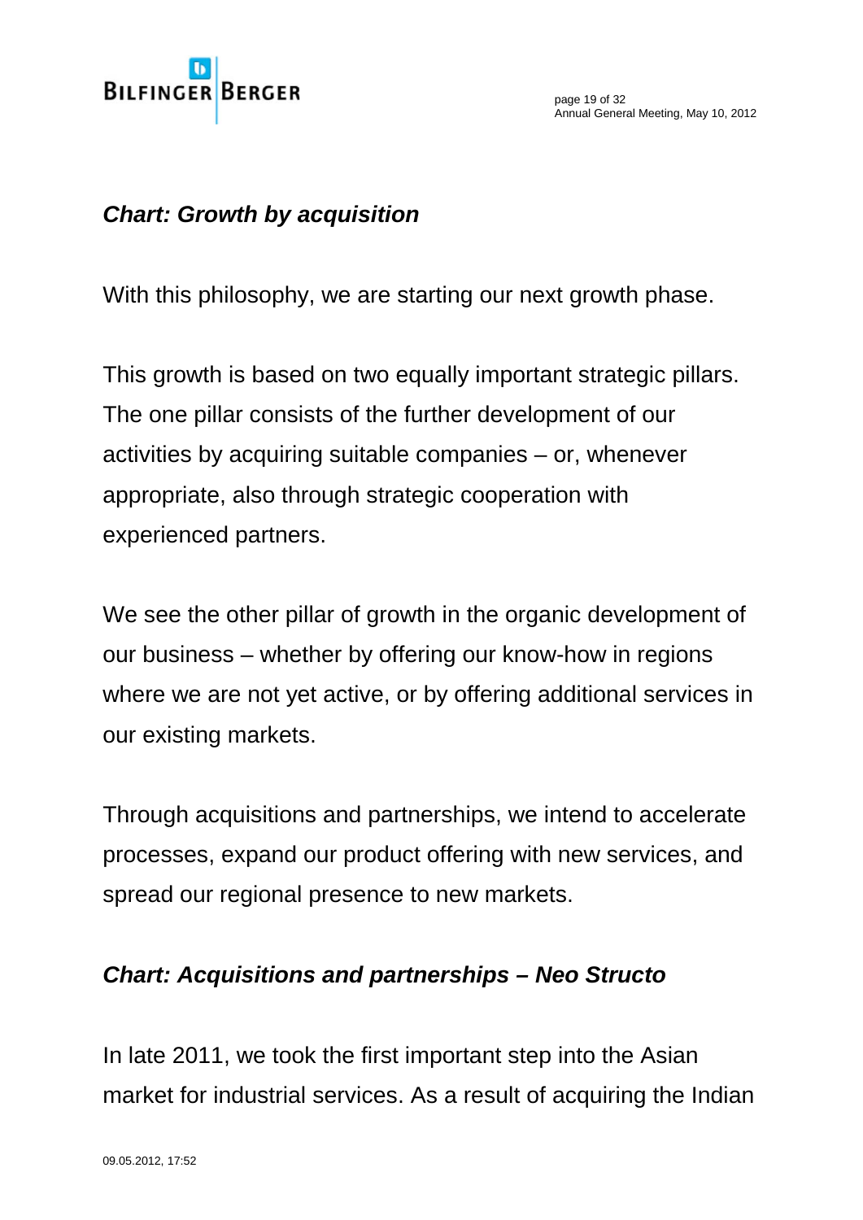***Chart: Growth by acquisition***

With this philosophy, we are starting our next growth phase.

This growth is based on two equally important strategic pillars. The one pillar consists of the further development of our activities by acquiring suitable companies – or, whenever appropriate, also through strategic cooperation with experienced partners.

We see the other pillar of growth in the organic development of our business – whether by offering our know-how in regions where we are not yet active, or by offering additional services in our existing markets.

Through acquisitions and partnerships, we intend to accelerate processes, expand our product offering with new services, and spread our regional presence to new markets.

***Chart: Acquisitions and partnerships – Neo Structo***

In late 2011, we took the first important step into the Asian market for industrial services. As a result of acquiring the Indian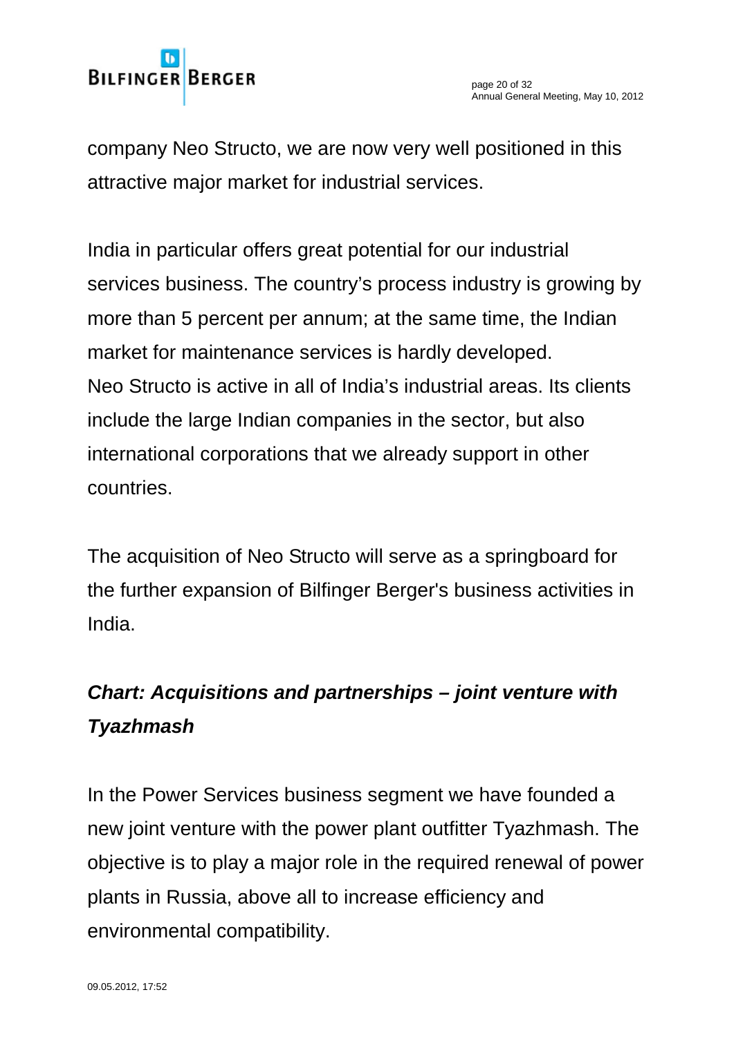company Neo Structo, we are now very well positioned in this attractive major market for industrial services.

India in particular offers great potential for our industrial services business. The country's process industry is growing by more than 5 percent per annum; at the same time, the Indian market for maintenance services is hardly developed. Neo Structo is active in all of India's industrial areas. Its clients include the large Indian companies in the sector, but also international corporations that we already support in other countries.

The acquisition of Neo Structo will serve as a springboard for the further expansion of Bilfinger Berger's business activities in India.

***Chart: Acquisitions and partnerships – joint venture with Tyazhmash***

In the Power Services business segment we have founded a new joint venture with the power plant outfitter Tyazhmash. The objective is to play a major role in the required renewal of power plants in Russia, above all to increase efficiency and environmental compatibility.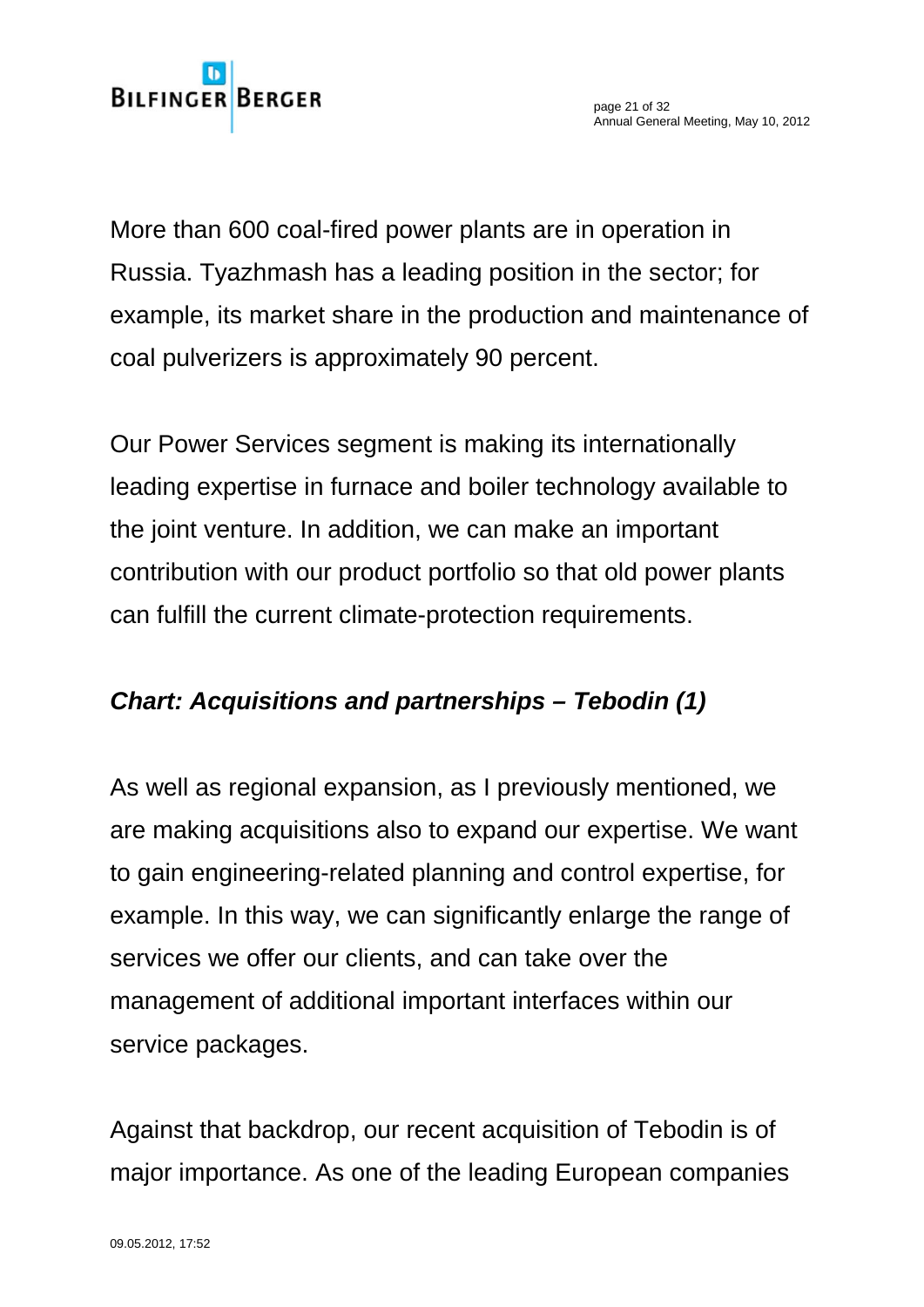More than 600 coal-fired power plants are in operation in Russia. Tyazhmash has a leading position in the sector; for example, its market share in the production and maintenance of coal pulverizers is approximately 90 percent.

Our Power Services segment is making its internationally leading expertise in furnace and boiler technology available to the joint venture. In addition, we can make an important contribution with our product portfolio so that old power plants can fulfill the current climate-protection requirements.

***Chart: Acquisitions and partnerships – Tebodin (1)***

As well as regional expansion, as I previously mentioned, we are making acquisitions also to expand our expertise. We want to gain engineering-related planning and control expertise, for example. In this way, we can significantly enlarge the range of services we offer our clients, and can take over the management of additional important interfaces within our service packages.

Against that backdrop, our recent acquisition of Tebodin is of major importance. As one of the leading European companies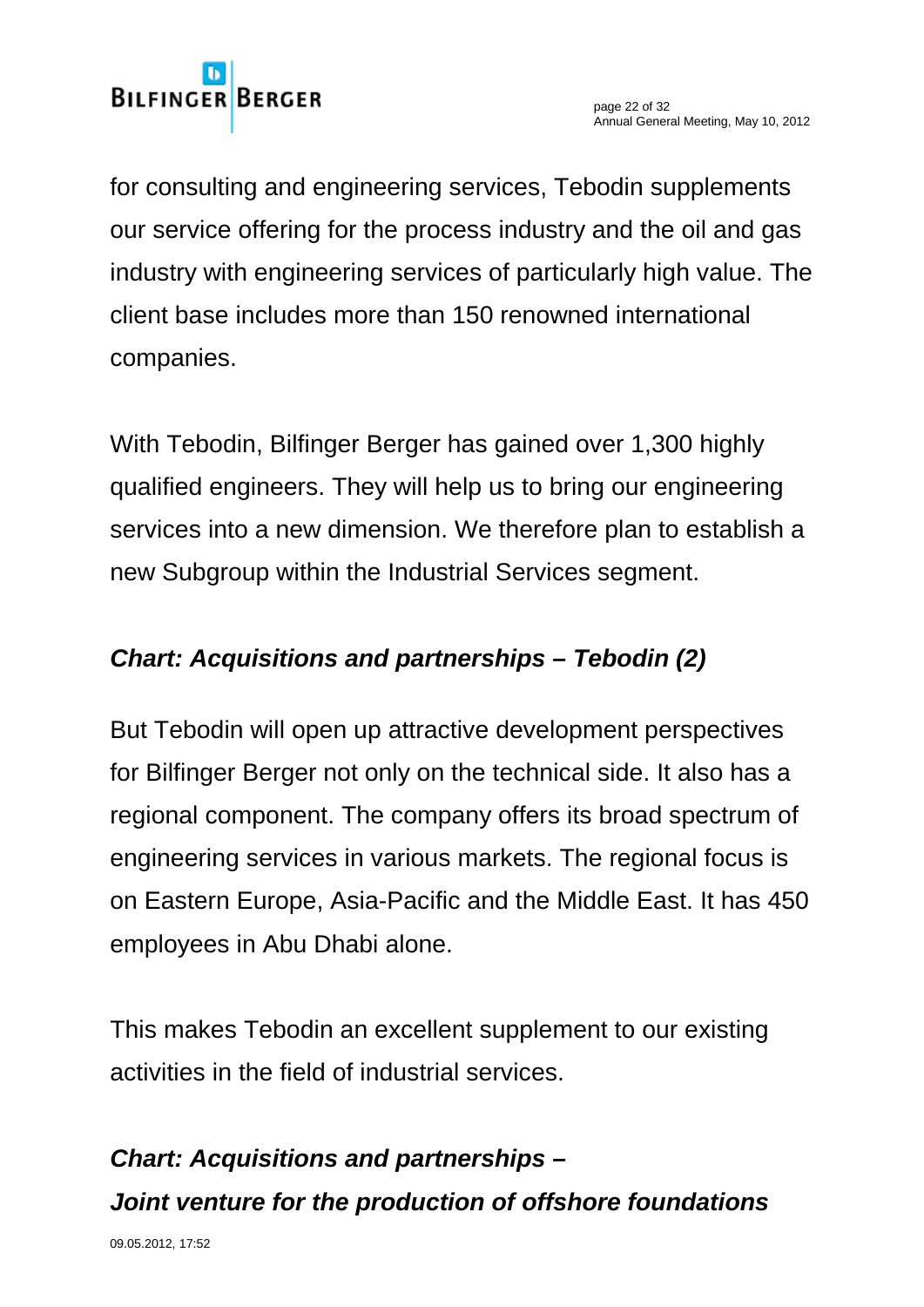for consulting and engineering services, Tebodin supplements our service offering for the process industry and the oil and gas industry with engineering services of particularly high value. The client base includes more than 150 renowned international companies.

With Tebodin, Bilfinger Berger has gained over 1,300 highly qualified engineers. They will help us to bring our engineering services into a new dimension. We therefore plan to establish a new Subgroup within the Industrial Services segment.

***Chart: Acquisitions and partnerships – Tebodin (2)***

But Tebodin will open up attractive development perspectives for Bilfinger Berger not only on the technical side. It also has a regional component. The company offers its broad spectrum of engineering services in various markets. The regional focus is on Eastern Europe, Asia-Pacific and the Middle East. It has 450 employees in Abu Dhabi alone.

This makes Tebodin an excellent supplement to our existing activities in the field of industrial services.

***Chart: Acquisitions and partnerships – Joint venture for the production of offshore foundations***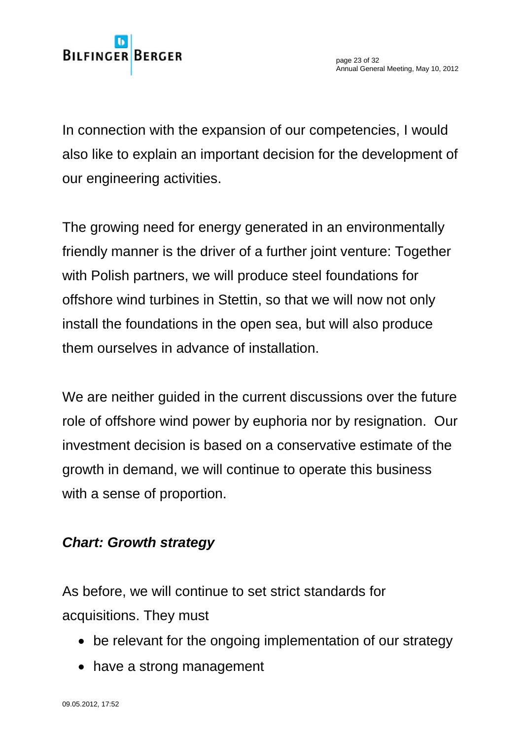In connection with the expansion of our competencies, I would also like to explain an important decision for the development of our engineering activities.

The growing need for energy generated in an environmentally friendly manner is the driver of a further joint venture: Together with Polish partners, we will produce steel foundations for offshore wind turbines in Stettin, so that we will now not only install the foundations in the open sea, but will also produce them ourselves in advance of installation.

We are neither guided in the current discussions over the future role of offshore wind power by euphoria nor by resignation. Our investment decision is based on a conservative estimate of the growth in demand, we will continue to operate this business with a sense of proportion.

***Chart: Growth strategy***

As before, we will continue to set strict standards for acquisitions. They must

- be relevant for the ongoing implementation of our strategy
- have a strong management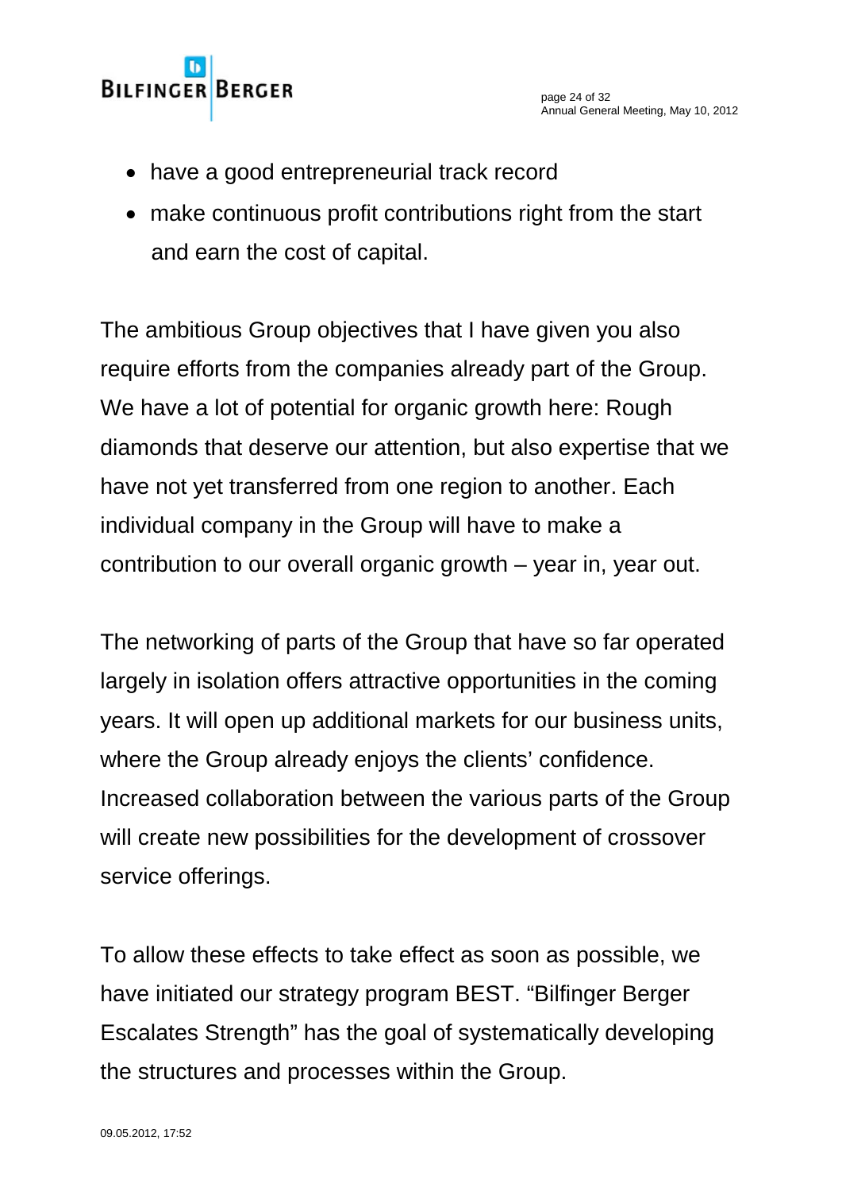- have a good entrepreneurial track record
- make continuous profit contributions right from the start and earn the cost of capital.

The ambitious Group objectives that I have given you also require efforts from the companies already part of the Group. We have a lot of potential for organic growth here: Rough diamonds that deserve our attention, but also expertise that we have not yet transferred from one region to another. Each individual company in the Group will have to make a contribution to our overall organic growth – year in, year out.

The networking of parts of the Group that have so far operated largely in isolation offers attractive opportunities in the coming years. It will open up additional markets for our business units, where the Group already enjoys the clients' confidence. Increased collaboration between the various parts of the Group will create new possibilities for the development of crossover service offerings.

To allow these effects to take effect as soon as possible, we have initiated our strategy program BEST. "Bilfinger Berger Escalates Strength" has the goal of systematically developing the structures and processes within the Group.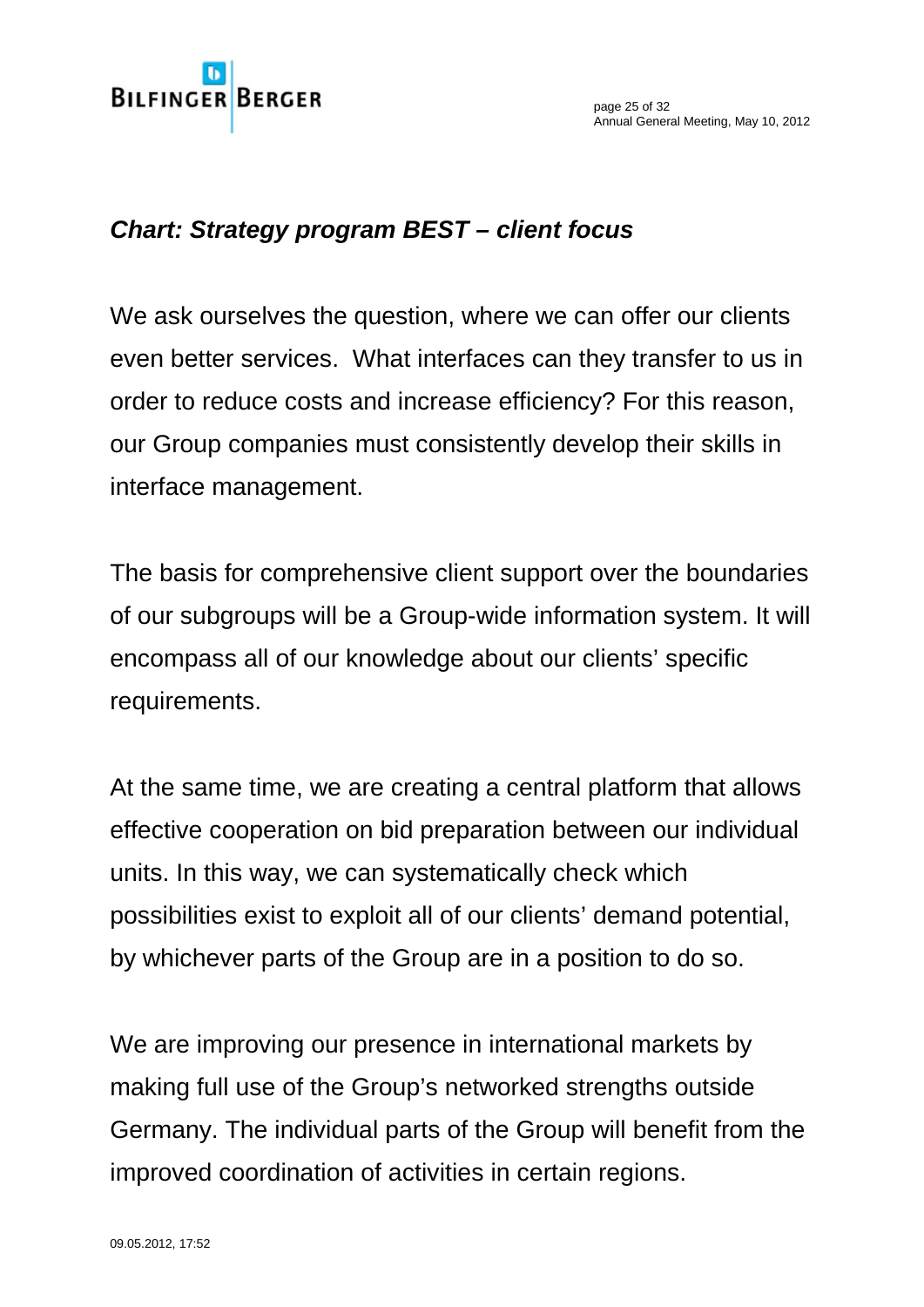***Chart: Strategy program BEST – client focus***

We ask ourselves the question, where we can offer our clients even better services. What interfaces can they transfer to us in order to reduce costs and increase efficiency? For this reason, our Group companies must consistently develop their skills in interface management.

The basis for comprehensive client support over the boundaries of our subgroups will be a Group-wide information system. It will encompass all of our knowledge about our clients' specific requirements.

At the same time, we are creating a central platform that allows effective cooperation on bid preparation between our individual units. In this way, we can systematically check which possibilities exist to exploit all of our clients' demand potential, by whichever parts of the Group are in a position to do so.

We are improving our presence in international markets by making full use of the Group's networked strengths outside Germany. The individual parts of the Group will benefit from the improved coordination of activities in certain regions.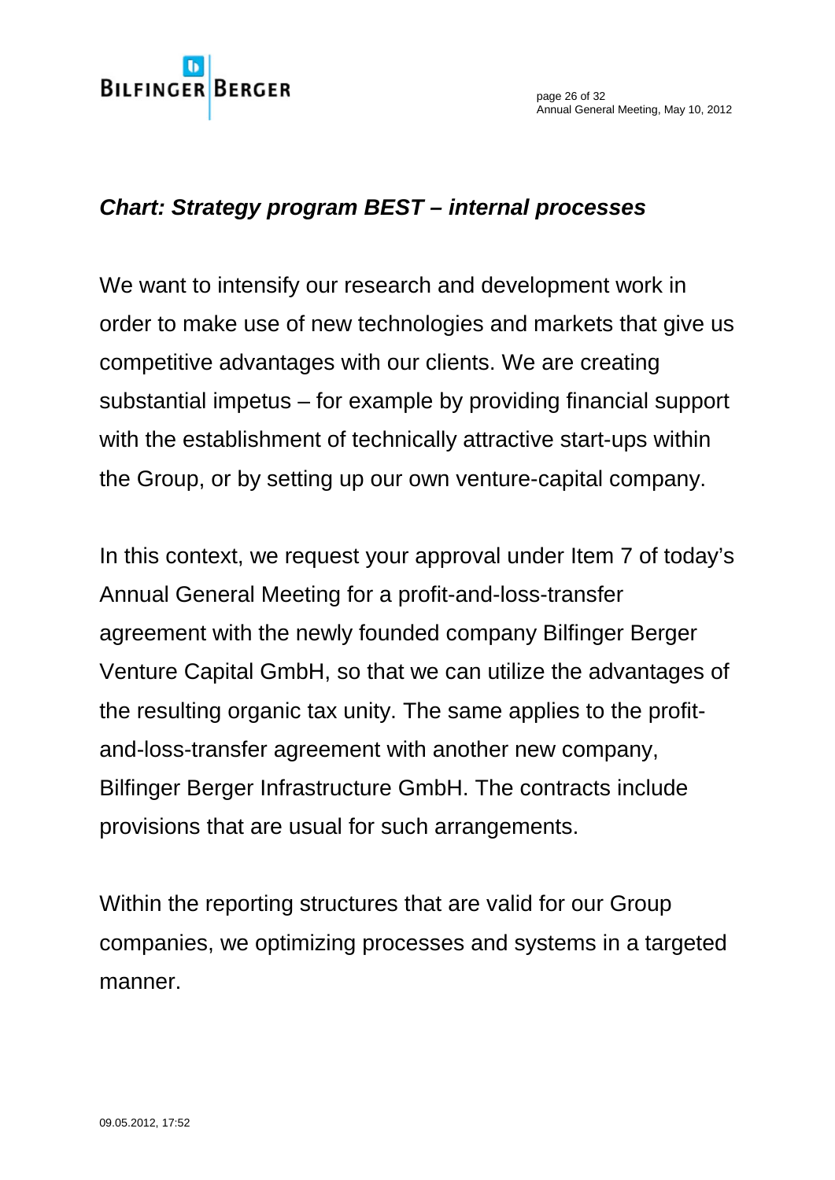*Chart: Strategy program BEST – internal processes*

We want to intensify our research and development work in order to make use of new technologies and markets that give us competitive advantages with our clients. We are creating substantial impetus – for example by providing financial support with the establishment of technically attractive start-ups within the Group, or by setting up our own venture-capital company.

In this context, we request your approval under Item 7 of today's Annual General Meeting for a profit-and-loss-transfer agreement with the newly founded company Bilfinger Berger Venture Capital GmbH, so that we can utilize the advantages of the resulting organic tax unity. The same applies to the profit-and-loss-transfer agreement with another new company, Bilfinger Berger Infrastructure GmbH. The contracts include provisions that are usual for such arrangements.

Within the reporting structures that are valid for our Group companies, we optimizing processes and systems in a targeted manner.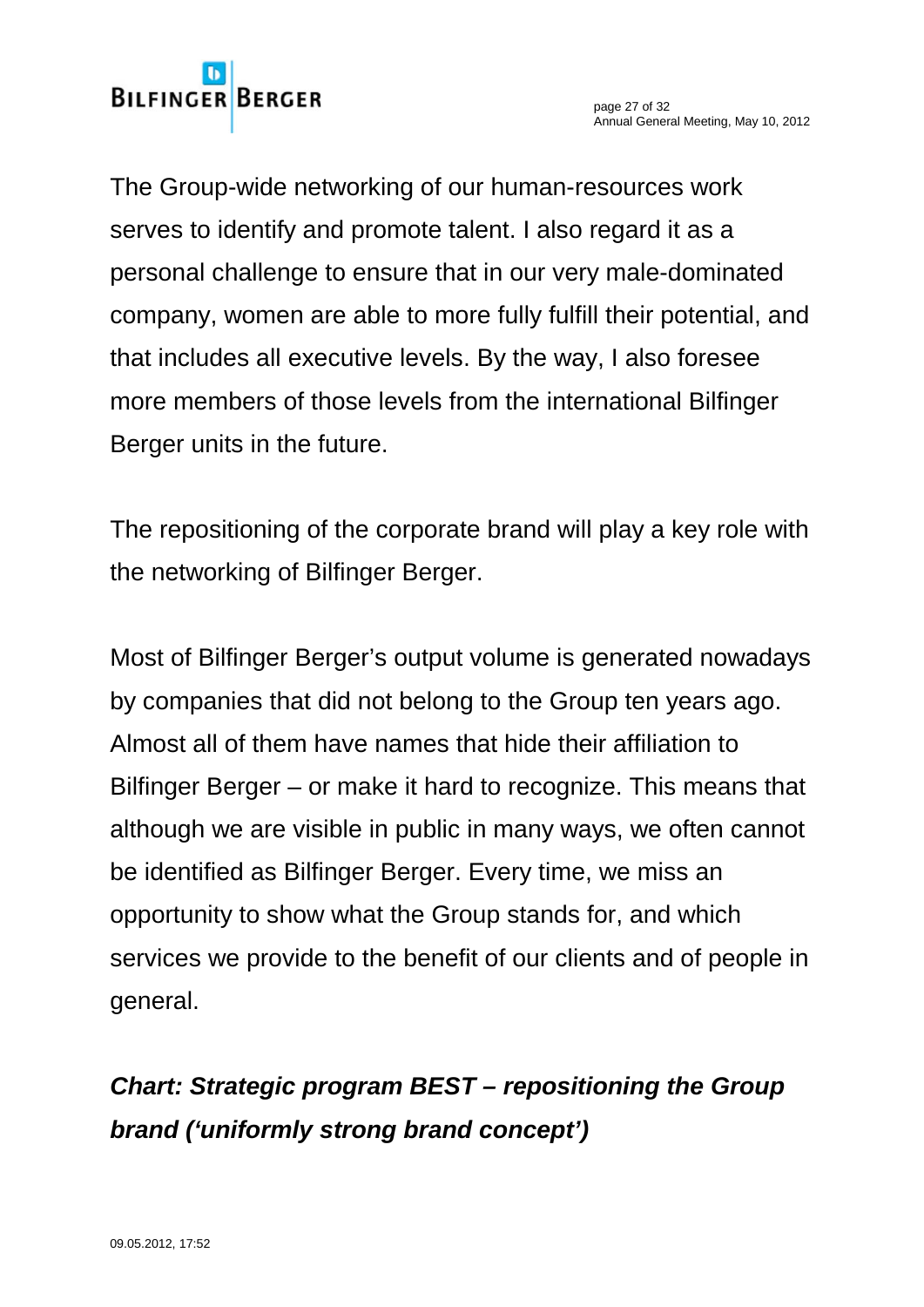The Group-wide networking of our human-resources work serves to identify and promote talent. I also regard it as a personal challenge to ensure that in our very male-dominated company, women are able to more fully fulfill their potential, and that includes all executive levels. By the way, I also foresee more members of those levels from the international Bilfinger Berger units in the future.

The repositioning of the corporate brand will play a key role with the networking of Bilfinger Berger.

Most of Bilfinger Berger's output volume is generated nowadays by companies that did not belong to the Group ten years ago. Almost all of them have names that hide their affiliation to Bilfinger Berger – or make it hard to recognize. This means that although we are visible in public in many ways, we often cannot be identified as Bilfinger Berger. Every time, we miss an opportunity to show what the Group stands for, and which services we provide to the benefit of our clients and of people in general.

***Chart: Strategic program BEST – repositioning the Group brand ('uniformly strong brand concept')***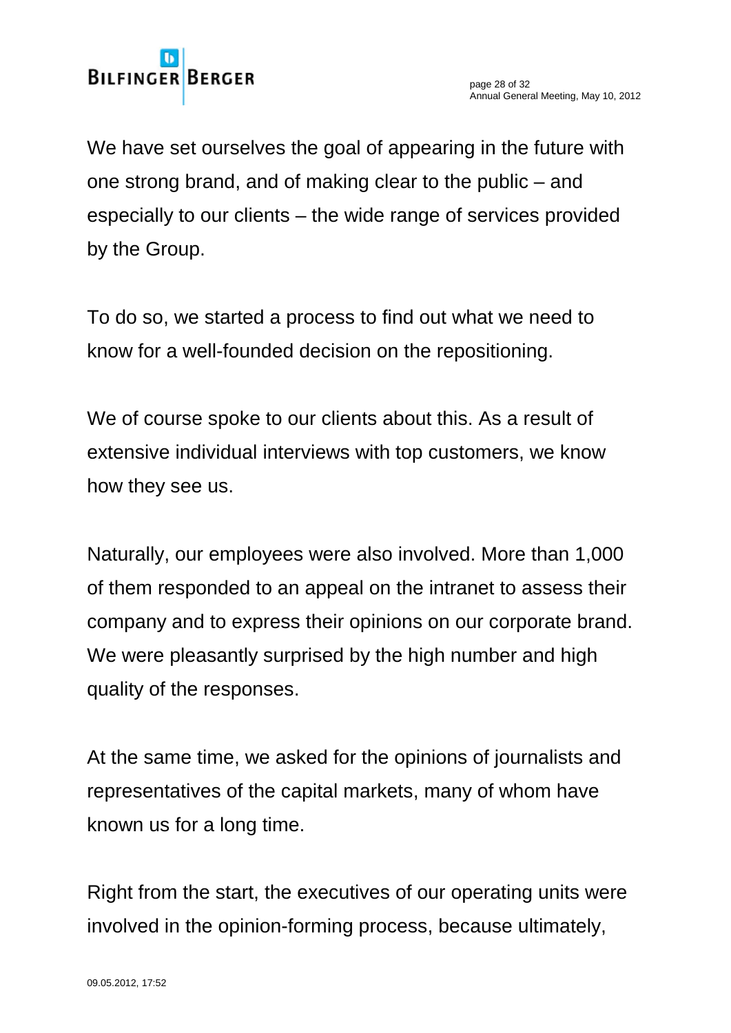We have set ourselves the goal of appearing in the future with one strong brand, and of making clear to the public – and especially to our clients – the wide range of services provided by the Group.

To do so, we started a process to find out what we need to know for a well-founded decision on the repositioning.

We of course spoke to our clients about this. As a result of extensive individual interviews with top customers, we know how they see us.

Naturally, our employees were also involved. More than 1,000 of them responded to an appeal on the intranet to assess their company and to express their opinions on our corporate brand. We were pleasantly surprised by the high number and high quality of the responses.

At the same time, we asked for the opinions of journalists and representatives of the capital markets, many of whom have known us for a long time.

Right from the start, the executives of our operating units were involved in the opinion-forming process, because ultimately,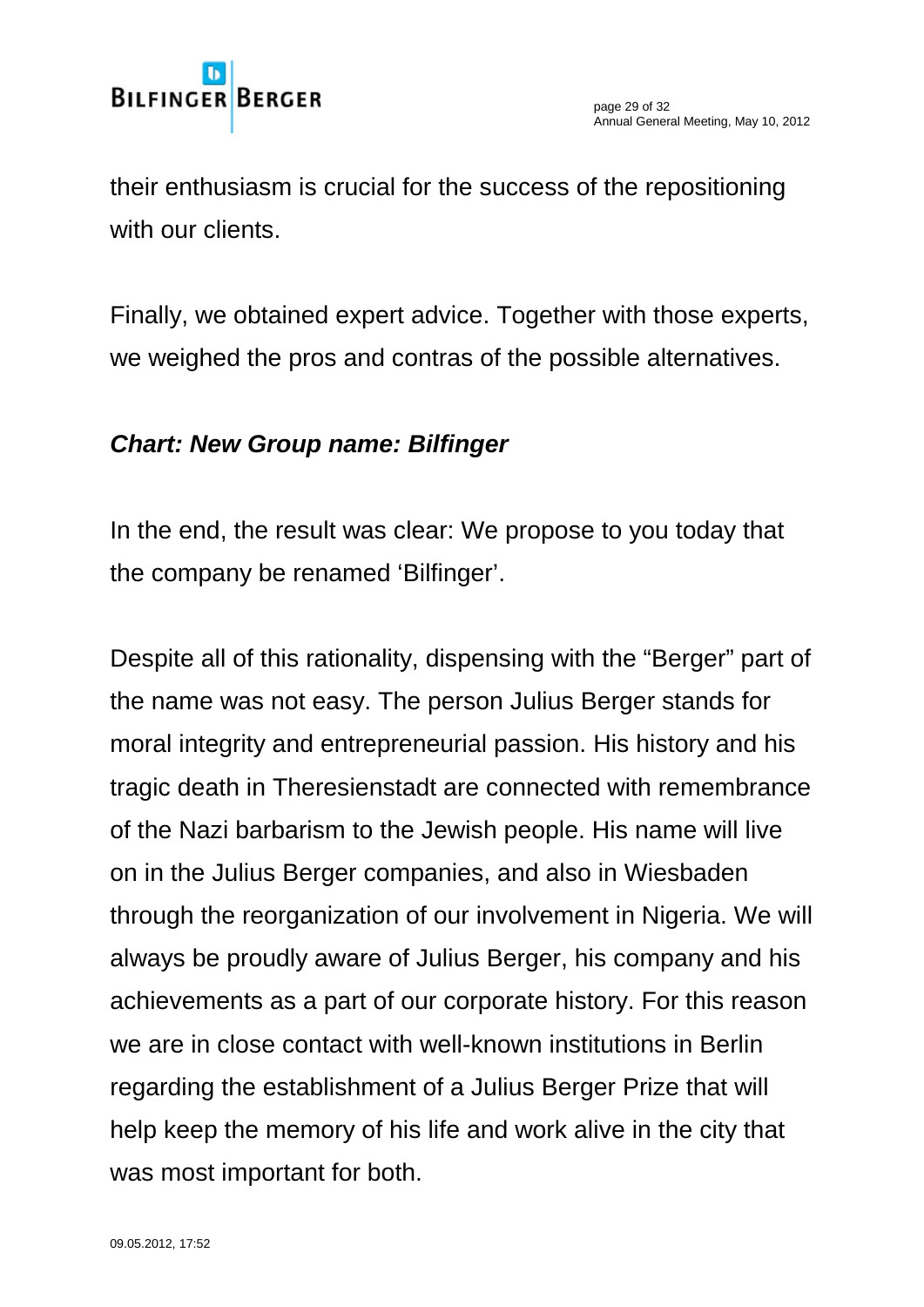their enthusiasm is crucial for the success of the repositioning with our clients.

Finally, we obtained expert advice. Together with those experts, we weighed the pros and contras of the possible alternatives.

***Chart: New Group name: Bilfinger***

In the end, the result was clear: We propose to you today that the company be renamed 'Bilfinger'.

Despite all of this rationality, dispensing with the "Berger" part of the name was not easy. The person Julius Berger stands for moral integrity and entrepreneurial passion. His history and his tragic death in Theresienstadt are connected with remembrance of the Nazi barbarism to the Jewish people. His name will live on in the Julius Berger companies, and also in Wiesbaden through the reorganization of our involvement in Nigeria. We will always be proudly aware of Julius Berger, his company and his achievements as a part of our corporate history. For this reason we are in close contact with well-known institutions in Berlin regarding the establishment of a Julius Berger Prize that will help keep the memory of his life and work alive in the city that was most important for both.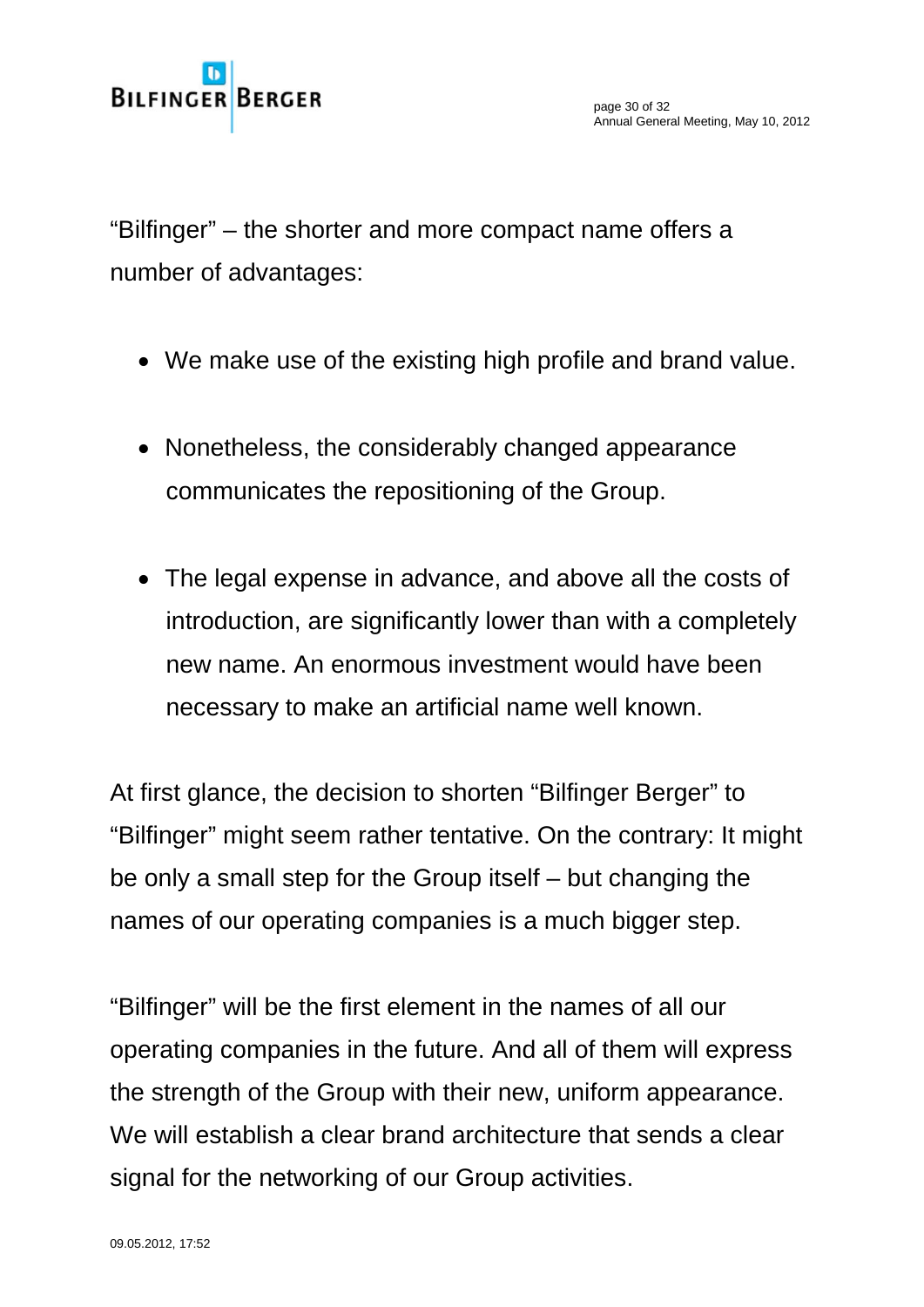"Bilfinger" – the shorter and more compact name offers a number of advantages:

- We make use of the existing high profile and brand value.
- Nonetheless, the considerably changed appearance communicates the repositioning of the Group.
- The legal expense in advance, and above all the costs of introduction, are significantly lower than with a completely new name. An enormous investment would have been necessary to make an artificial name well known.

At first glance, the decision to shorten "Bilfinger Berger" to "Bilfinger" might seem rather tentative. On the contrary: It might be only a small step for the Group itself – but changing the names of our operating companies is a much bigger step.

"Bilfinger" will be the first element in the names of all our operating companies in the future. And all of them will express the strength of the Group with their new, uniform appearance. We will establish a clear brand architecture that sends a clear signal for the networking of our Group activities.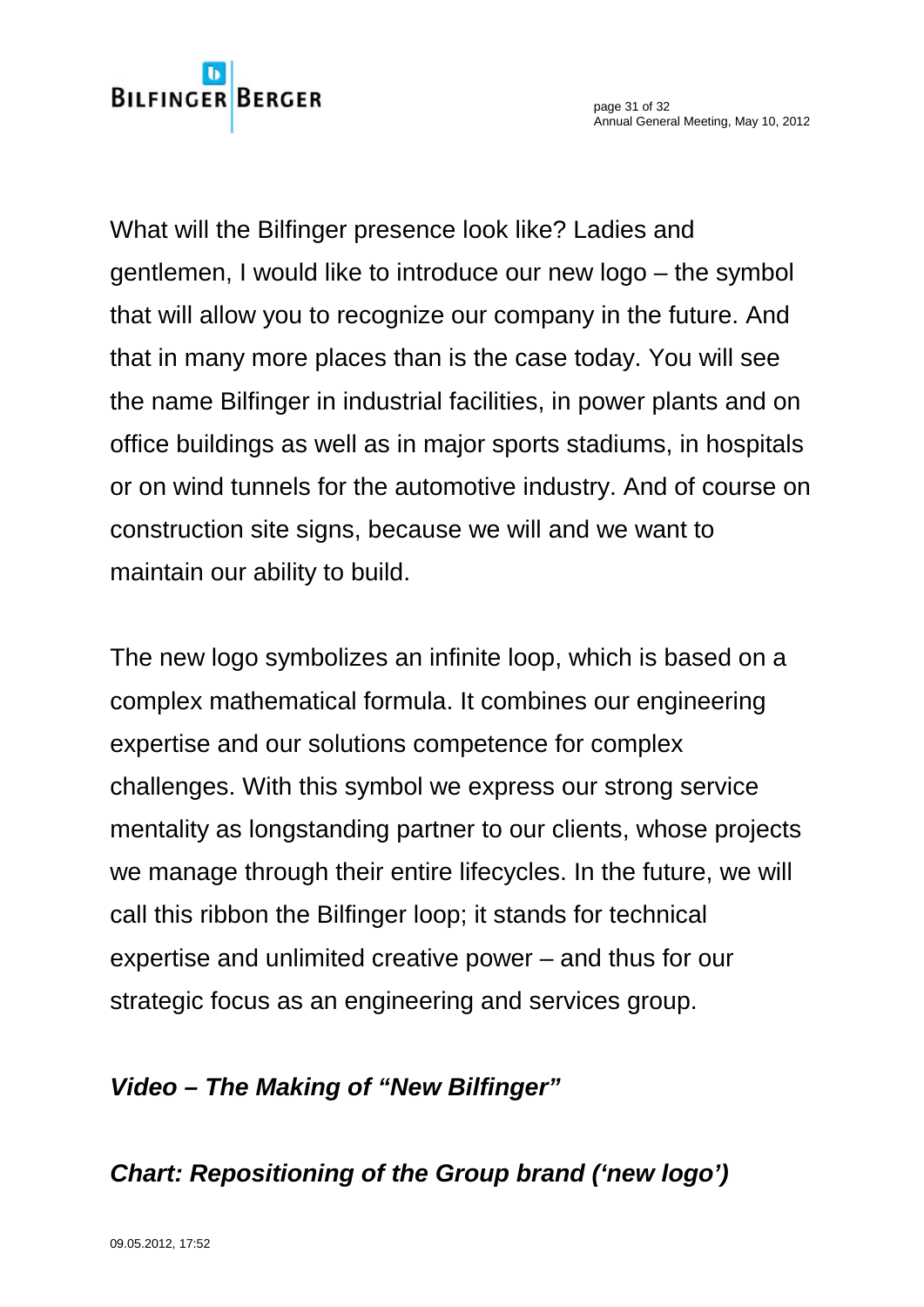What will the Bilfinger presence look like? Ladies and gentlemen, I would like to introduce our new logo – the symbol that will allow you to recognize our company in the future. And that in many more places than is the case today. You will see the name Bilfinger in industrial facilities, in power plants and on office buildings as well as in major sports stadiums, in hospitals or on wind tunnels for the automotive industry. And of course on construction site signs, because we will and we want to maintain our ability to build.

The new logo symbolizes an infinite loop, which is based on a complex mathematical formula. It combines our engineering expertise and our solutions competence for complex challenges. With this symbol we express our strong service mentality as longstanding partner to our clients, whose projects we manage through their entire lifecycles. In the future, we will call this ribbon the Bilfinger loop; it stands for technical expertise and unlimited creative power – and thus for our strategic focus as an engineering and services group.

***Video – The Making of "New Bilfinger"***

***Chart: Repositioning of the Group brand ('new logo')***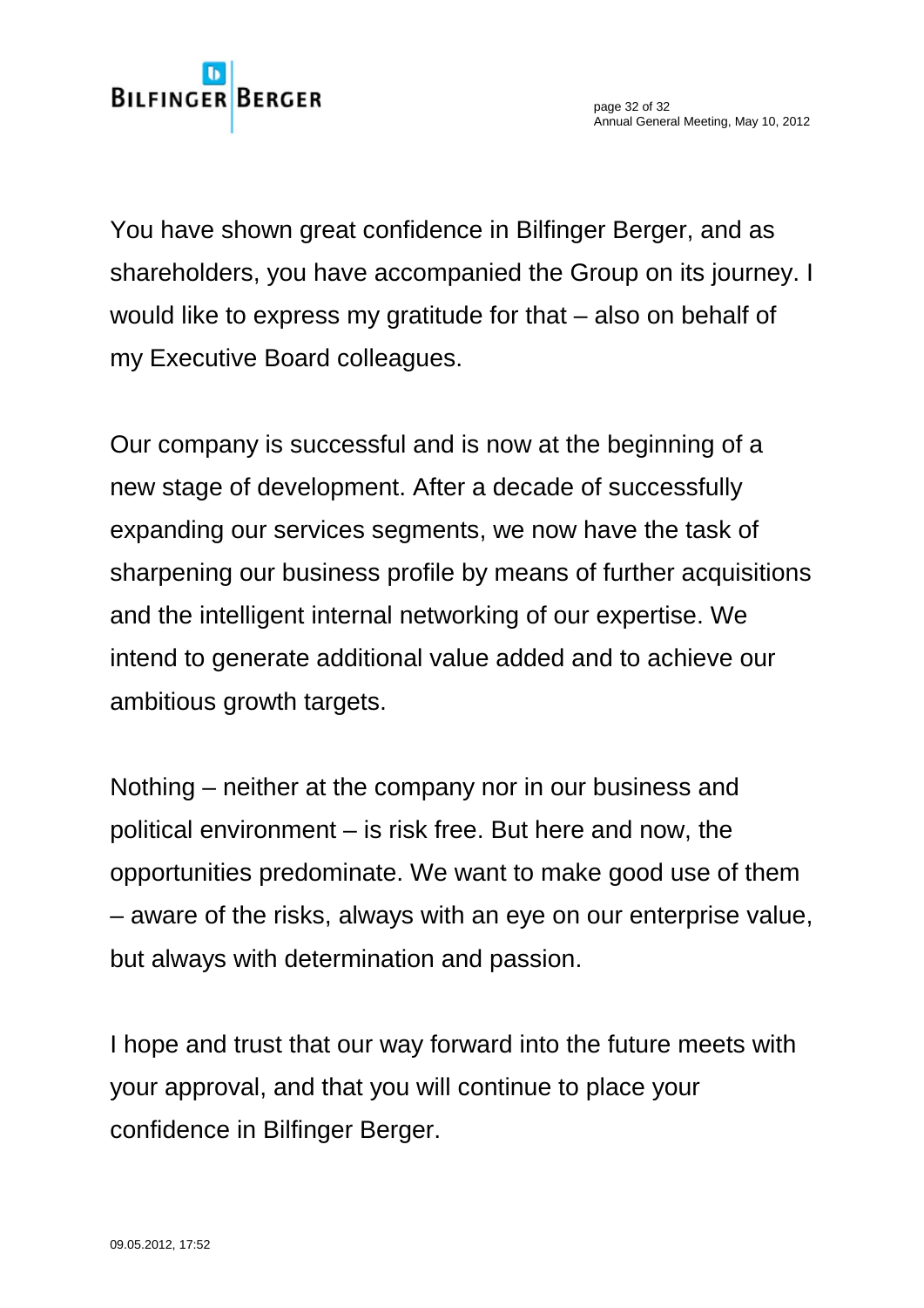You have shown great confidence in Bilfinger Berger, and as shareholders, you have accompanied the Group on its journey. I would like to express my gratitude for that – also on behalf of my Executive Board colleagues.

Our company is successful and is now at the beginning of a new stage of development. After a decade of successfully expanding our services segments, we now have the task of sharpening our business profile by means of further acquisitions and the intelligent internal networking of our expertise. We intend to generate additional value added and to achieve our ambitious growth targets.

Nothing – neither at the company nor in our business and political environment – is risk free. But here and now, the opportunities predominate. We want to make good use of them – aware of the risks, always with an eye on our enterprise value, but always with determination and passion.

I hope and trust that our way forward into the future meets with your approval, and that you will continue to place your confidence in Bilfinger Berger.